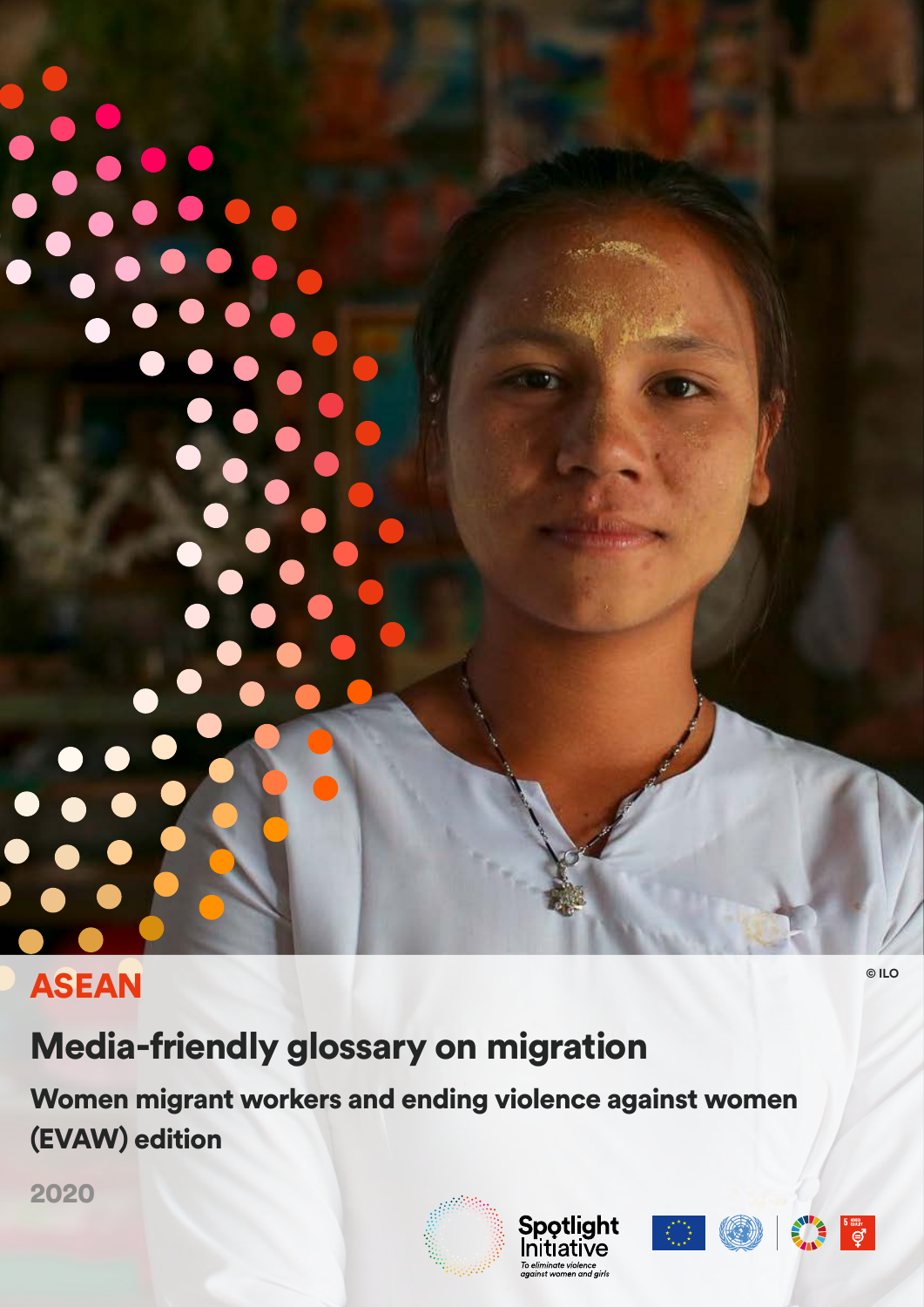© ILO

ASEAN

# Media-friendly glossary on migration

## Women migrant workers and ending violence against women (EVAW) edition

2020

Spotlight Initiative

*To eliminate violence against women and girls*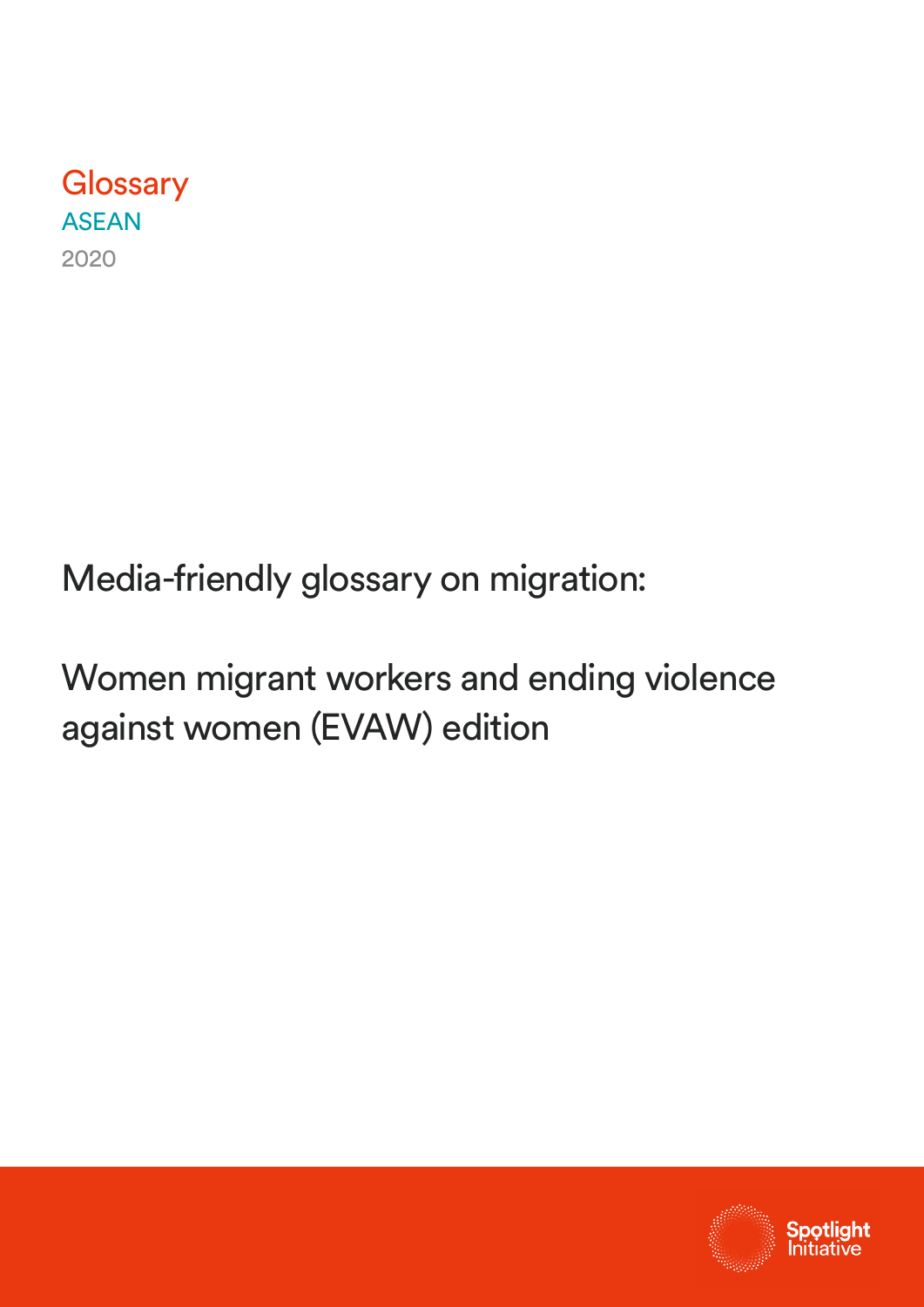Glossary

ASEAN

2020

# Media-friendly glossary on migration:

# Women migrant workers and ending violence against women (EVAW) edition

Spotlight Initiative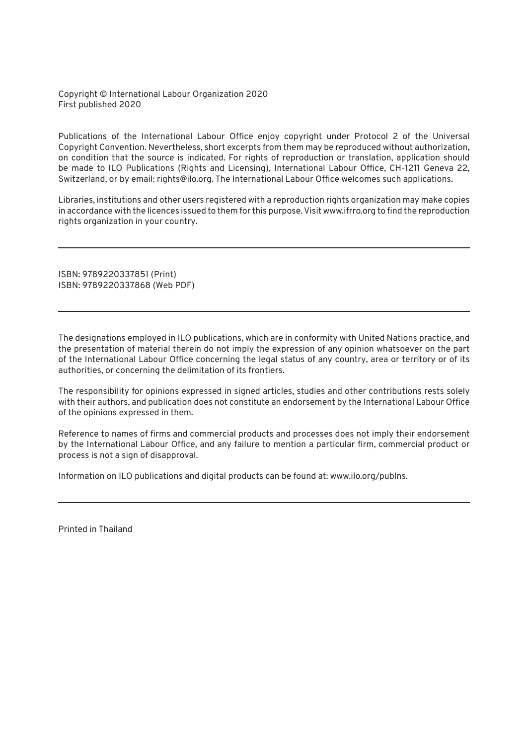Copyright © International Labour Organization 2020
First published 2020

Publications of the International Labour Office enjoy copyright under Protocol 2 of the Universal Copyright Convention. Nevertheless, short excerpts from them may be reproduced without authorization, on condition that the source is indicated. For rights of reproduction or translation, application should be made to ILO Publications (Rights and Licensing), International Labour Office, CH-1211 Geneva 22, Switzerland, or by email: rights@ilo.org. The International Labour Office welcomes such applications.

Libraries, institutions and other users registered with a reproduction rights organization may make copies in accordance with the licences issued to them for this purpose. Visit www.ifrro.org to find the reproduction rights organization in your country.

---

ISBN: 9789220337851 (Print)
ISBN: 9789220337868 (Web PDF)

---

The designations employed in ILO publications, which are in conformity with United Nations practice, and the presentation of material therein do not imply the expression of any opinion whatsoever on the part of the International Labour Office concerning the legal status of any country, area or territory or of its authorities, or concerning the delimitation of its frontiers.

The responsibility for opinions expressed in signed articles, studies and other contributions rests solely with their authors, and publication does not constitute an endorsement by the International Labour Office of the opinions expressed in them.

Reference to names of firms and commercial products and processes does not imply their endorsement by the International Labour Office, and any failure to mention a particular firm, commercial product or process is not a sign of disapproval.

Information on ILO publications and digital products can be found at: www.ilo.org/publns.

---

Printed in Thailand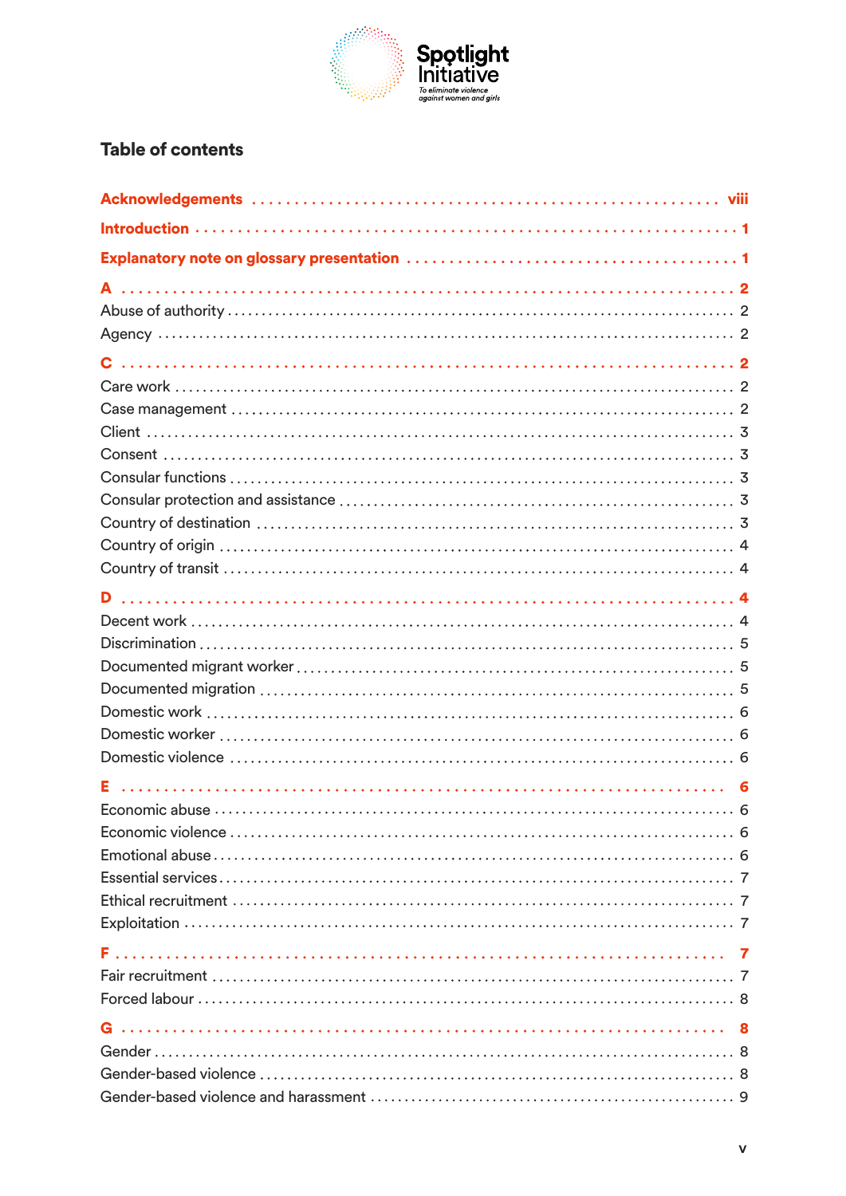## Table of contents

**Acknowledgements** ........ viii

**Introduction** ........ 1

**Explanatory note on glossary presentation** ........ 1

**A** ........ 2

Abuse of authority ........ 2

Agency ........ 2

**C** ........ 2

Care work ........ 2

Case management ........ 2

Client ........ 3

Consent ........ 3

Consular functions ........ 3

Consular protection and assistance ........ 3

Country of destination ........ 3

Country of origin ........ 4

Country of transit ........ 4

**D** ........ 4

Decent work ........ 4

Discrimination ........ 5

Documented migrant worker ........ 5

Documented migration ........ 5

Domestic work ........ 6

Domestic worker ........ 6

Domestic violence ........ 6

**E** ........ 6

Economic abuse ........ 6

Economic violence ........ 6

Emotional abuse ........ 6

Essential services ........ 7

Ethical recruitment ........ 7

Exploitation ........ 7

**F** ........ 7

Fair recruitment ........ 7

Forced labour ........ 8

**G** ........ 8

Gender ........ 8

Gender-based violence ........ 8

Gender-based violence and harassment ........ 9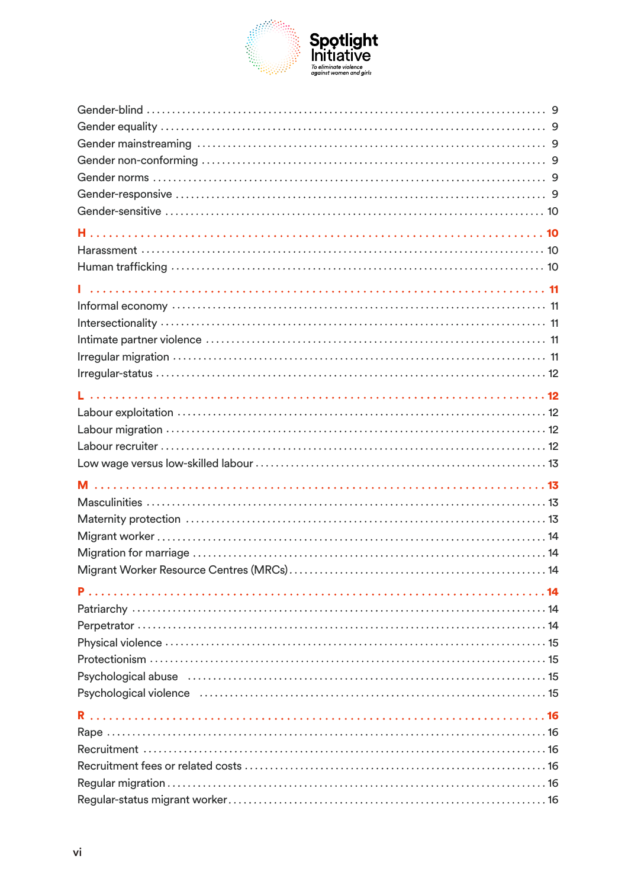Gender-blind ........ 9
Gender equality ........ 9
Gender mainstreaming ........ 9
Gender non-conforming ........ 9
Gender norms ........ 9
Gender-responsive ........ 9
Gender-sensitive ........ 10

**H ........ 10**

Harassment ........ 10
Human trafficking ........ 10

**I ........ 11**

Informal economy ........ 11
Intersectionality ........ 11
Intimate partner violence ........ 11
Irregular migration ........ 11
Irregular-status ........ 12

**L ........ 12**

Labour exploitation ........ 12
Labour migration ........ 12
Labour recruiter ........ 12
Low wage versus low-skilled labour ........ 13

**M ........ 13**

Masculinities ........ 13
Maternity protection ........ 13
Migrant worker ........ 14
Migration for marriage ........ 14
Migrant Worker Resource Centres (MRCs) ........ 14

**P ........ 14**

Patriarchy ........ 14
Perpetrator ........ 14
Physical violence ........ 15
Protectionism ........ 15
Psychological abuse ........ 15
Psychological violence ........ 15

**R ........ 16**

Rape ........ 16
Recruitment ........ 16
Recruitment fees or related costs ........ 16
Regular migration ........ 16
Regular-status migrant worker ........ 16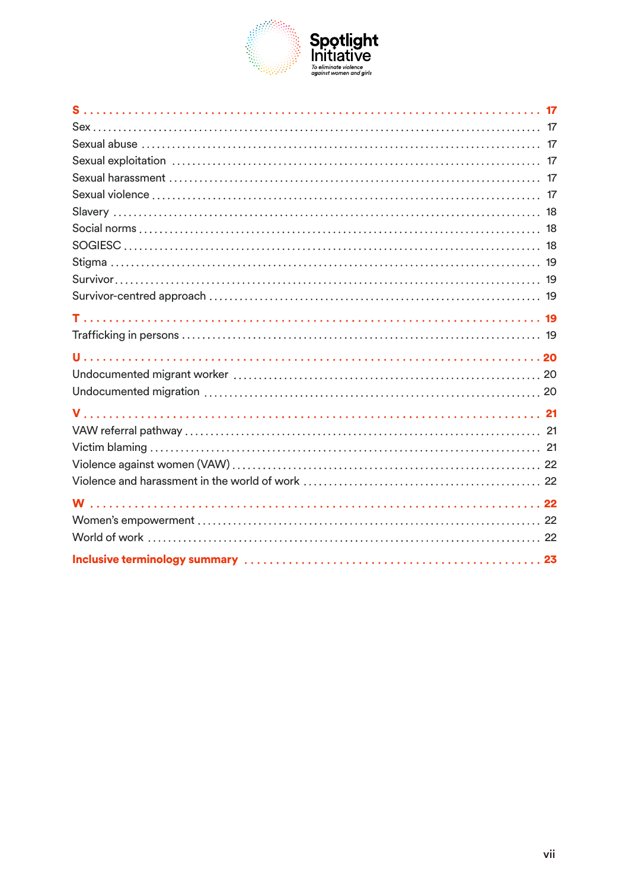**S** . . . . . . . . . . . . . . . . . . . . . . . . . . . . . . . . . . . . . . . . . . . . . . . . . . . . . . . . . . . . . . . . **17**
Sex . . . . . . . . . . . . . . . . . . . . . . . . . . . . . . . . . . . . . . . . . . . . . . . . . . . . . . . . . . . . . . . . 17
Sexual abuse . . . . . . . . . . . . . . . . . . . . . . . . . . . . . . . . . . . . . . . . . . . . . . . . . . . . . . . . . . 17
Sexual exploitation . . . . . . . . . . . . . . . . . . . . . . . . . . . . . . . . . . . . . . . . . . . . . . . . . . . . . . 17
Sexual harassment . . . . . . . . . . . . . . . . . . . . . . . . . . . . . . . . . . . . . . . . . . . . . . . . . . . . . . 17
Sexual violence . . . . . . . . . . . . . . . . . . . . . . . . . . . . . . . . . . . . . . . . . . . . . . . . . . . . . . . . 17
Slavery . . . . . . . . . . . . . . . . . . . . . . . . . . . . . . . . . . . . . . . . . . . . . . . . . . . . . . . . . . . . . 18
Social norms . . . . . . . . . . . . . . . . . . . . . . . . . . . . . . . . . . . . . . . . . . . . . . . . . . . . . . . . . . 18
SOGIESC . . . . . . . . . . . . . . . . . . . . . . . . . . . . . . . . . . . . . . . . . . . . . . . . . . . . . . . . . . . . 18
Stigma . . . . . . . . . . . . . . . . . . . . . . . . . . . . . . . . . . . . . . . . . . . . . . . . . . . . . . . . . . . . . . 19
Survivor . . . . . . . . . . . . . . . . . . . . . . . . . . . . . . . . . . . . . . . . . . . . . . . . . . . . . . . . . . . . . 19
Survivor-centred approach . . . . . . . . . . . . . . . . . . . . . . . . . . . . . . . . . . . . . . . . . . . . . . . 19

**T** . . . . . . . . . . . . . . . . . . . . . . . . . . . . . . . . . . . . . . . . . . . . . . . . . . . . . . . . . . . . . . . . **19**
Trafficking in persons . . . . . . . . . . . . . . . . . . . . . . . . . . . . . . . . . . . . . . . . . . . . . . . . . . . 19

**U** . . . . . . . . . . . . . . . . . . . . . . . . . . . . . . . . . . . . . . . . . . . . . . . . . . . . . . . . . . . . . . . . **20**
Undocumented migrant worker . . . . . . . . . . . . . . . . . . . . . . . . . . . . . . . . . . . . . . . . . . . . 20
Undocumented migration . . . . . . . . . . . . . . . . . . . . . . . . . . . . . . . . . . . . . . . . . . . . . . . . 20

**V** . . . . . . . . . . . . . . . . . . . . . . . . . . . . . . . . . . . . . . . . . . . . . . . . . . . . . . . . . . . . . . . . **21**
VAW referral pathway . . . . . . . . . . . . . . . . . . . . . . . . . . . . . . . . . . . . . . . . . . . . . . . . . . . 21
Victim blaming . . . . . . . . . . . . . . . . . . . . . . . . . . . . . . . . . . . . . . . . . . . . . . . . . . . . . . . . . 21
Violence against women (VAW) . . . . . . . . . . . . . . . . . . . . . . . . . . . . . . . . . . . . . . . . . . . 22
Violence and harassment in the world of work . . . . . . . . . . . . . . . . . . . . . . . . . . . . . . . 22

**W** . . . . . . . . . . . . . . . . . . . . . . . . . . . . . . . . . . . . . . . . . . . . . . . . . . . . . . . . . . . . . . . . **22**
Women's empowerment . . . . . . . . . . . . . . . . . . . . . . . . . . . . . . . . . . . . . . . . . . . . . . . . . 22
World of work . . . . . . . . . . . . . . . . . . . . . . . . . . . . . . . . . . . . . . . . . . . . . . . . . . . . . . . . . 22

**Inclusive terminology summary** . . . . . . . . . . . . . . . . . . . . . . . . . . . . . . . . . . . . . . . . **23**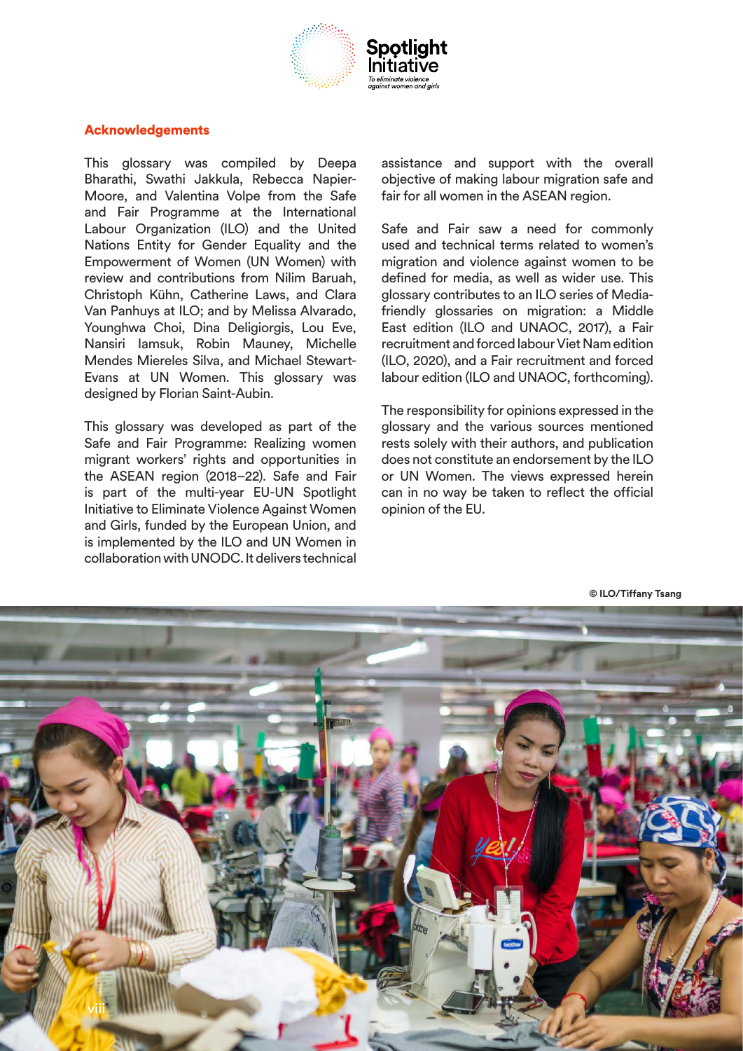## Acknowledgements

This glossary was compiled by Deepa Bharathi, Swathi Jakkula, Rebecca Napier-Moore, and Valentina Volpe from the Safe and Fair Programme at the International Labour Organization (ILO) and the United Nations Entity for Gender Equality and the Empowerment of Women (UN Women) with review and contributions from Nilim Baruah, Christoph Kühn, Catherine Laws, and Clara Van Panhuys at ILO; and by Melissa Alvarado, Younghwa Choi, Dina Deligiorgis, Lou Eve, Nansiri Iamsuk, Robin Mauney, Michelle Mendes Miereles Silva, and Michael Stewart-Evans at UN Women. This glossary was designed by Florian Saint-Aubin.

This glossary was developed as part of the Safe and Fair Programme: Realizing women migrant workers' rights and opportunities in the ASEAN region (2018–22). Safe and Fair is part of the multi-year EU-UN Spotlight Initiative to Eliminate Violence Against Women and Girls, funded by the European Union, and is implemented by the ILO and UN Women in collaboration with UNODC. It delivers technical assistance and support with the overall objective of making labour migration safe and fair for all women in the ASEAN region.

Safe and Fair saw a need for commonly used and technical terms related to women's migration and violence against women to be defined for media, as well as wider use. This glossary contributes to an ILO series of Media-friendly glossaries on migration: a Middle East edition (ILO and UNAOC, 2017), a Fair recruitment and forced labour Viet Nam edition (ILO, 2020), and a Fair recruitment and forced labour edition (ILO and UNAOC, forthcoming).

The responsibility for opinions expressed in the glossary and the various sources mentioned rests solely with their authors, and publication does not constitute an endorsement by the ILO or UN Women. The views expressed herein can in no way be taken to reflect the official opinion of the EU.

© ILO/Tiffany Tsang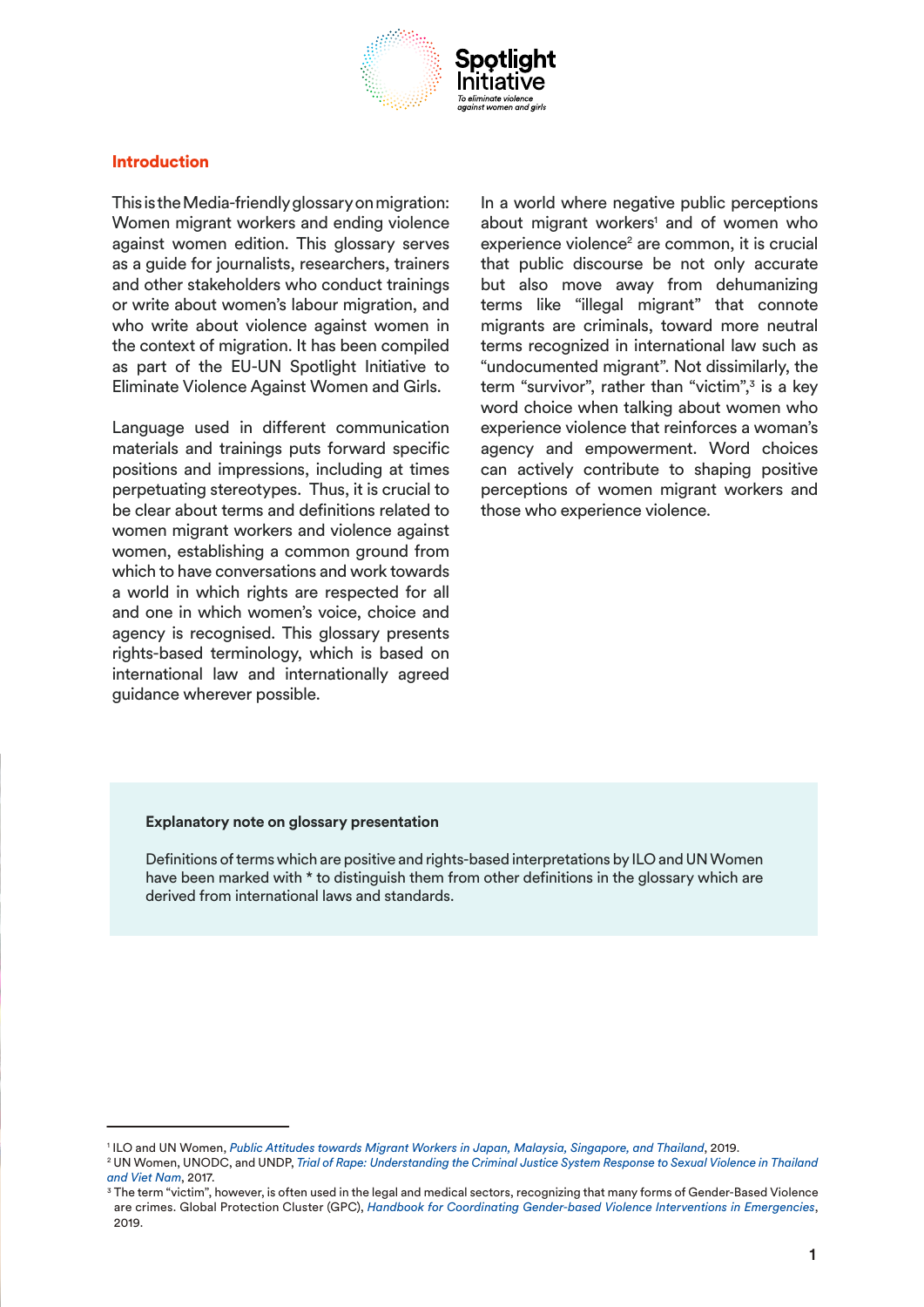## Introduction

This is the Media-friendly glossary on migration: Women migrant workers and ending violence against women edition. This glossary serves as a guide for journalists, researchers, trainers and other stakeholders who conduct trainings or write about women's labour migration, and who write about violence against women in the context of migration. It has been compiled as part of the EU-UN Spotlight Initiative to Eliminate Violence Against Women and Girls.

Language used in different communication materials and trainings puts forward specific positions and impressions, including at times perpetuating stereotypes. Thus, it is crucial to be clear about terms and definitions related to women migrant workers and violence against women, establishing a common ground from which to have conversations and work towards a world in which rights are respected for all and one in which women's voice, choice and agency is recognised. This glossary presents rights-based terminology, which is based on international law and internationally agreed guidance wherever possible.

In a world where negative public perceptions about migrant workers[1] and of women who experience violence[2] are common, it is crucial that public discourse be not only accurate but also move away from dehumanizing terms like "illegal migrant" that connote migrants are criminals, toward more neutral terms recognized in international law such as "undocumented migrant". Not dissimilarly, the term "survivor", rather than "victim",[3] is a key word choice when talking about women who experience violence that reinforces a woman's agency and empowerment. Word choices can actively contribute to shaping positive perceptions of women migrant workers and those who experience violence.

**Explanatory note on glossary presentation**

Definitions of terms which are positive and rights-based interpretations by ILO and UN Women have been marked with * to distinguish them from other definitions in the glossary which are derived from international laws and standards.

---

[1] ILO and UN Women, *Public Attitudes towards Migrant Workers in Japan, Malaysia, Singapore, and Thailand*, 2019.

[2] UN Women, UNODC, and UNDP, *Trial of Rape: Understanding the Criminal Justice System Response to Sexual Violence in Thailand and Viet Nam*, 2017.

[3] The term "victim", however, is often used in the legal and medical sectors, recognizing that many forms of Gender-Based Violence are crimes. Global Protection Cluster (GPC), *Handbook for Coordinating Gender-based Violence Interventions in Emergencies*, 2019.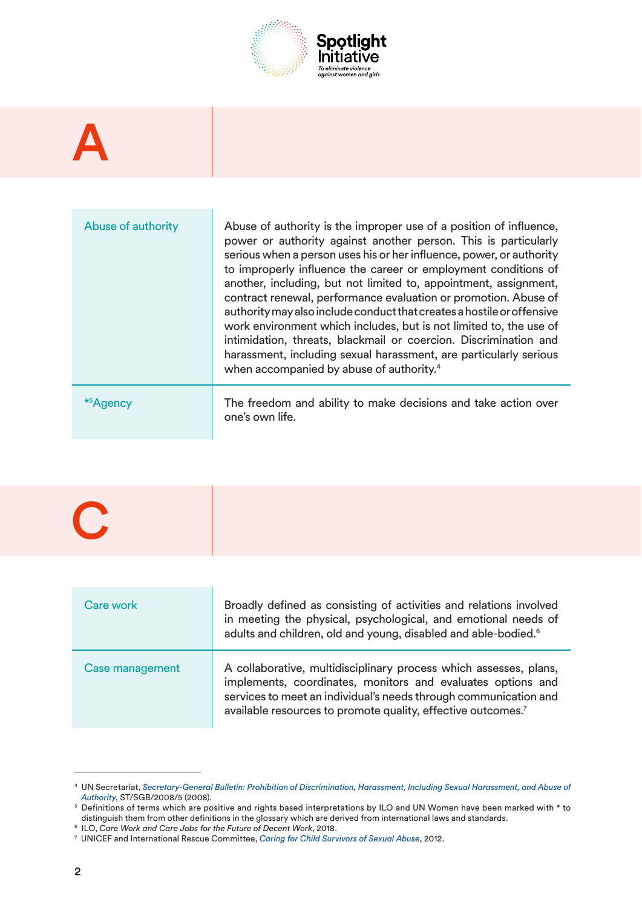# A

| | |
|---|---|
| Abuse of authority | Abuse of authority is the improper use of a position of influence, power or authority against another person. This is particularly serious when a person uses his or her influence, power, or authority to improperly influence the career or employment conditions of another, including, but not limited to, appointment, assignment, contract renewal, performance evaluation or promotion. Abuse of authority may also include conduct that creates a hostile or offensive work environment which includes, but is not limited to, the use of intimidation, threats, blackmail or coercion. Discrimination and harassment, including sexual harassment, are particularly serious when accompanied by abuse of authority.[4] |
| *[5]Agency | The freedom and ability to make decisions and take action over one's own life. |

# C

| | |
|---|---|
| Care work | Broadly defined as consisting of activities and relations involved in meeting the physical, psychological, and emotional needs of adults and children, old and young, disabled and able-bodied.[6] |
| Case management | A collaborative, multidisciplinary process which assesses, plans, implements, coordinates, monitors and evaluates options and services to meet an individual's needs through communication and available resources to promote quality, effective outcomes.[7] |

---

[4] UN Secretariat, *Secretary-General Bulletin: Prohibition of Discrimination, Harassment, Including Sexual Harassment, and Abuse of Authority*, ST/SGB/2008/5 (2008).

[5] Definitions of terms which are positive and rights based interpretations by ILO and UN Women have been marked with * to distinguish them from other definitions in the glossary which are derived from international laws and standards.

[6] ILO, *Care Work and Care Jobs for the Future of Decent Work*, 2018.

[7] UNICEF and International Rescue Committee, *Caring for Child Survivors of Sexual Abuse*, 2012.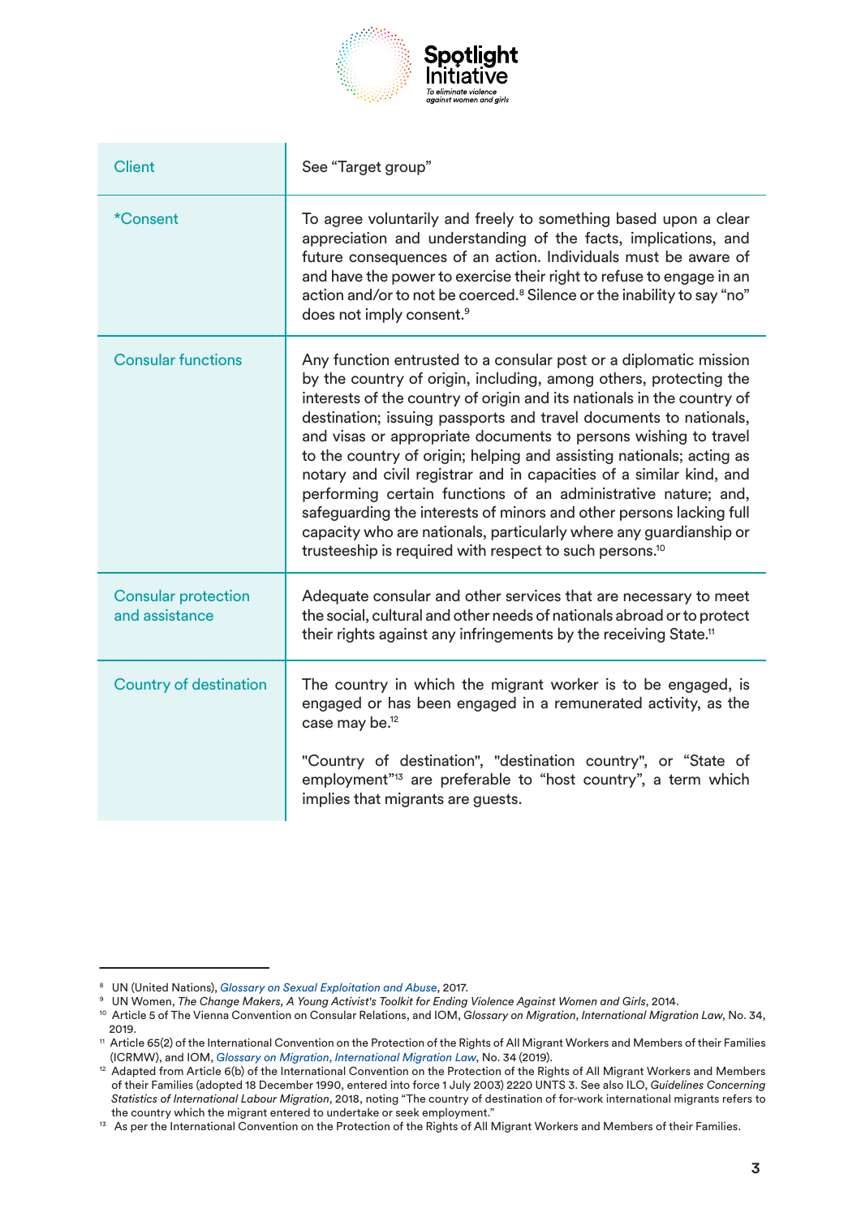| | |
|---|---|
| Client | See “Target group” |
| *Consent | To agree voluntarily and freely to something based upon a clear appreciation and understanding of the facts, implications, and future consequences of an action. Individuals must be aware of and have the power to exercise their right to refuse to engage in an action and/or to not be coerced.[8] Silence or the inability to say “no” does not imply consent.[9] |
| Consular functions | Any function entrusted to a consular post or a diplomatic mission by the country of origin, including, among others, protecting the interests of the country of origin and its nationals in the country of destination; issuing passports and travel documents to nationals, and visas or appropriate documents to persons wishing to travel to the country of origin; helping and assisting nationals; acting as notary and civil registrar and in capacities of a similar kind, and performing certain functions of an administrative nature; and, safeguarding the interests of minors and other persons lacking full capacity who are nationals, particularly where any guardianship or trusteeship is required with respect to such persons.[10] |
| Consular protection and assistance | Adequate consular and other services that are necessary to meet the social, cultural and other needs of nationals abroad or to protect their rights against any infringements by the receiving State.[11] |
| Country of destination | The country in which the migrant worker is to be engaged, is engaged or has been engaged in a remunerated activity, as the case may be.[12]<br><br>"Country of destination", "destination country", or “State of employment”[13] are preferable to “host country”, a term which implies that migrants are guests. |

[8] UN (United Nations), *Glossary on Sexual Exploitation and Abuse*, 2017.

[9] UN Women, *The Change Makers, A Young Activist's Toolkit for Ending Violence Against Women and Girls*, 2014.

[10] Article 5 of The Vienna Convention on Consular Relations, and IOM, *Glossary on Migration*, *International Migration Law*, No. 34, 2019.

[11] Article 65(2) of the International Convention on the Protection of the Rights of All Migrant Workers and Members of their Families (ICRMW), and IOM, *Glossary on Migration*, *International Migration Law*, No. 34 (2019).

[12] Adapted from Article 6(b) of the International Convention on the Protection of the Rights of All Migrant Workers and Members of their Families (adopted 18 December 1990, entered into force 1 July 2003) 2220 UNTS 3. See also ILO, *Guidelines Concerning Statistics of International Labour Migration*, 2018, noting “The country of destination of for-work international migrants refers to the country which the migrant entered to undertake or seek employment.”

[13] As per the International Convention on the Protection of the Rights of All Migrant Workers and Members of their Families.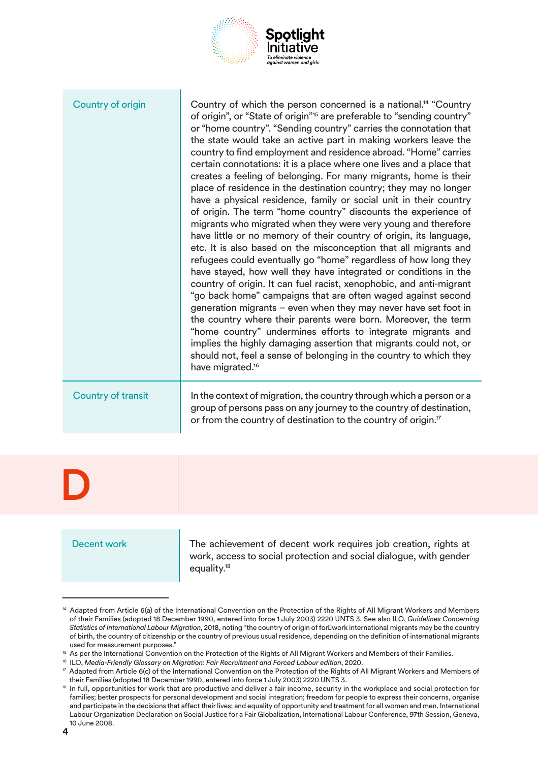| | |
|---|---|
| Country of origin | Country of which the person concerned is a national.[14] "Country of origin", or "State of origin"[15] are preferable to "sending country" or "home country". "Sending country" carries the connotation that the state would take an active part in making workers leave the country to find employment and residence abroad. "Home" carries certain connotations: it is a place where one lives and a place that creates a feeling of belonging. For many migrants, home is their place of residence in the destination country; they may no longer have a physical residence, family or social unit in their country of origin. The term "home country" discounts the experience of migrants who migrated when they were very young and therefore have little or no memory of their country of origin, its language, etc. It is also based on the misconception that all migrants and refugees could eventually go "home" regardless of how long they have stayed, how well they have integrated or conditions in the country of origin. It can fuel racist, xenophobic, and anti-migrant "go back home" campaigns that are often waged against second generation migrants – even when they may never have set foot in the country where their parents were born. Moreover, the term "home country" undermines efforts to integrate migrants and implies the highly damaging assertion that migrants could not, or should not, feel a sense of belonging in the country to which they have migrated.[16] |
| Country of transit | In the context of migration, the country through which a person or a group of persons pass on any journey to the country of destination, or from the country of destination to the country of origin.[17] |

# D

| | |
|---|---|
| Decent work | The achievement of decent work requires job creation, rights at work, access to social protection and social dialogue, with gender equality.[18] |

---

[14] Adapted from Article 6(a) of the International Convention on the Protection of the Rights of All Migrant Workers and Members of their Families (adopted 18 December 1990, entered into force 1 July 2003) 2220 UNTS 3. See also ILO, *Guidelines Concerning Statistics of International Labour Migration*, 2018, noting "the country of origin of for work international migrants may be the country of birth, the country of citizenship or the country of previous usual residence, depending on the definition of international migrants used for measurement purposes."

[15] As per the International Convention on the Protection of the Rights of All Migrant Workers and Members of their Families.

[16] ILO, *Media-Friendly Glossary on Migration: Fair Recruitment and Forced Labour edition*, 2020.

[17] Adapted from Article 6(c) of the International Convention on the Protection of the Rights of All Migrant Workers and Members of their Families (adopted 18 December 1990, entered into force 1 July 2003) 2220 UNTS 3.

[18] In full, opportunities for work that are productive and deliver a fair income, security in the workplace and social protection for families; better prospects for personal development and social integration; freedom for people to express their concerns, organise and participate in the decisions that affect their lives; and equality of opportunity and treatment for all women and men. International Labour Organization Declaration on Social Justice for a Fair Globalization, International Labour Conference, 97th Session, Geneva, 10 June 2008.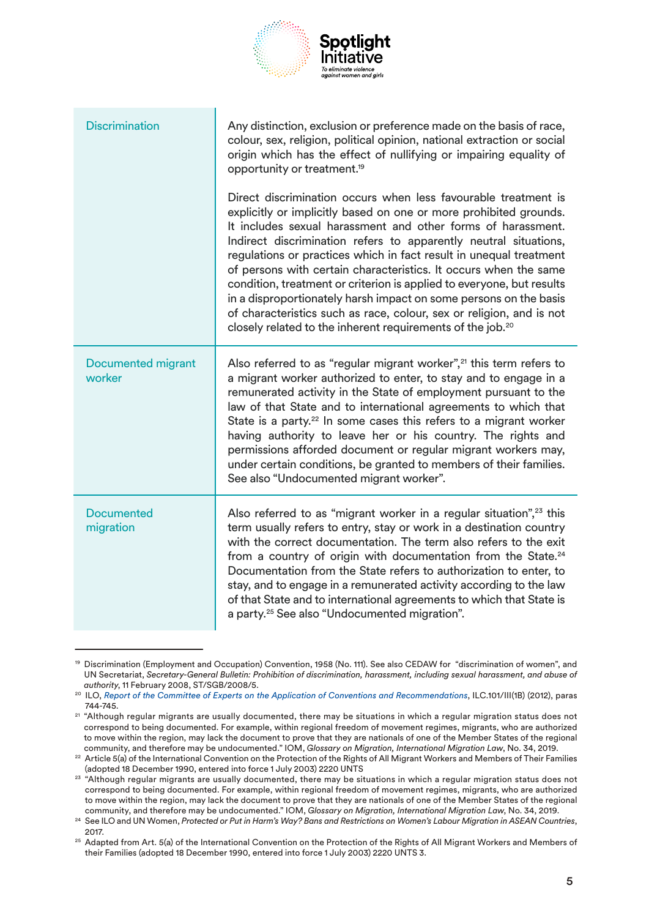| | |
|---|---|
| Discrimination | Any distinction, exclusion or preference made on the basis of race, colour, sex, religion, political opinion, national extraction or social origin which has the effect of nullifying or impairing equality of opportunity or treatment.[19]<br><br>Direct discrimination occurs when less favourable treatment is explicitly or implicitly based on one or more prohibited grounds. It includes sexual harassment and other forms of harassment. Indirect discrimination refers to apparently neutral situations, regulations or practices which in fact result in unequal treatment of persons with certain characteristics. It occurs when the same condition, treatment or criterion is applied to everyone, but results in a disproportionately harsh impact on some persons on the basis of characteristics such as race, colour, sex or religion, and is not closely related to the inherent requirements of the job.[20] |
| Documented migrant worker | Also referred to as "regular migrant worker",[21] this term refers to a migrant worker authorized to enter, to stay and to engage in a remunerated activity in the State of employment pursuant to the law of that State and to international agreements to which that State is a party.[22] In some cases this refers to a migrant worker having authority to leave her or his country. The rights and permissions afforded document or regular migrant workers may, under certain conditions, be granted to members of their families. See also "Undocumented migrant worker". |
| Documented migration | Also referred to as "migrant worker in a regular situation",[23] this term usually refers to entry, stay or work in a destination country with the correct documentation. The term also refers to the exit from a country of origin with documentation from the State.[24] Documentation from the State refers to authorization to enter, to stay, and to engage in a remunerated activity according to the law of that State and to international agreements to which that State is a party.[25] See also "Undocumented migration". |

[19] Discrimination (Employment and Occupation) Convention, 1958 (No. 111). See also CEDAW for "discrimination of women", and UN Secretariat, *Secretary-General Bulletin: Prohibition of discrimination, harassment, including sexual harassment, and abuse of authority*, 11 February 2008, ST/SGB/2008/5.

[20] ILO, *Report of the Committee of Experts on the Application of Conventions and Recommendations*, ILC.101/III(1B) (2012), paras 744-745.

[21] "Although regular migrants are usually documented, there may be situations in which a regular migration status does not correspond to being documented. For example, within regional freedom of movement regimes, migrants, who are authorized to move within the region, may lack the document to prove that they are nationals of one of the Member States of the regional community, and therefore may be undocumented." IOM, *Glossary on Migration, International Migration Law*, No. 34, 2019.

[22] Article 5(a) of the International Convention on the Protection of the Rights of All Migrant Workers and Members of Their Families (adopted 18 December 1990, entered into force 1 July 2003) 2220 UNTS

[23] "Although regular migrants are usually documented, there may be situations in which a regular migration status does not correspond to being documented. For example, within regional freedom of movement regimes, migrants, who are authorized to move within the region, may lack the document to prove that they are nationals of one of the Member States of the regional community, and therefore may be undocumented." IOM, *Glossary on Migration, International Migration Law*, No. 34, 2019.

[24] See ILO and UN Women, *Protected or Put in Harm's Way? Bans and Restrictions on Women's Labour Migration in ASEAN Countries*, 2017.

[25] Adapted from Art. 5(a) of the International Convention on the Protection of the Rights of All Migrant Workers and Members of their Families (adopted 18 December 1990, entered into force 1 July 2003) 2220 UNTS 3.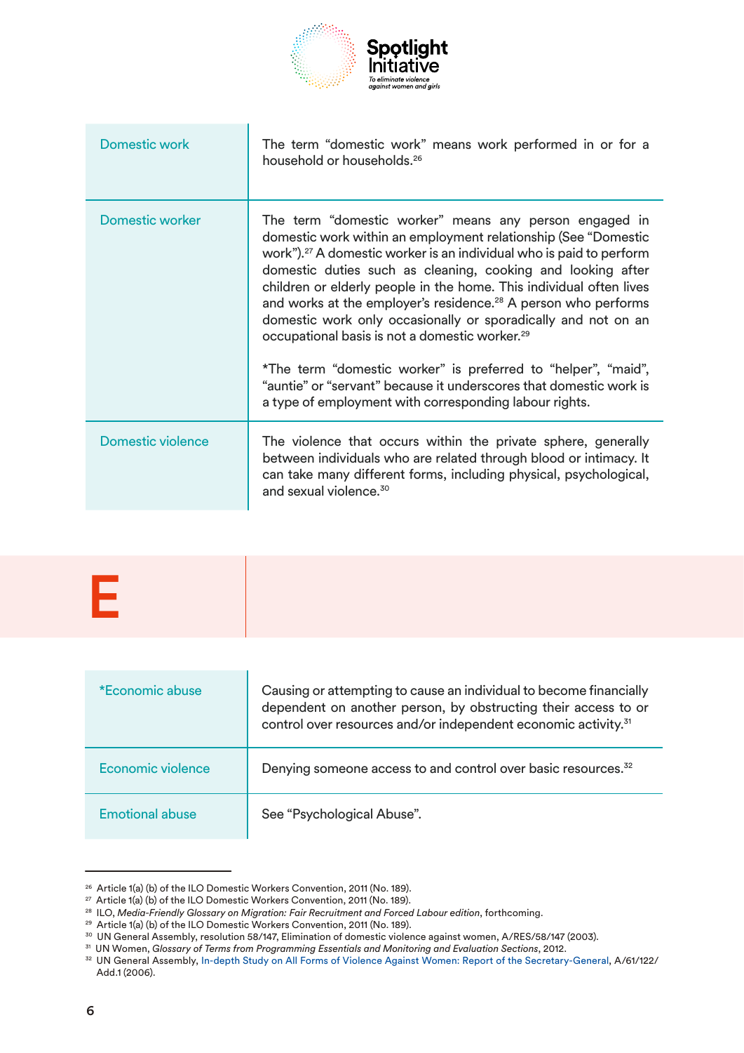| | |
|---|---|
| Domestic work | The term “domestic work” means work performed in or for a household or households.[26] |
| Domestic worker | The term “domestic worker” means any person engaged in domestic work within an employment relationship (See “Domestic work”).[27] A domestic worker is an individual who is paid to perform domestic duties such as cleaning, cooking and looking after children or elderly people in the home. This individual often lives and works at the employer’s residence.[28] A person who performs domestic work only occasionally or sporadically and not on an occupational basis is not a domestic worker.[29]<br><br>*The term “domestic worker” is preferred to “helper”, “maid”, “auntie” or “servant” because it underscores that domestic work is a type of employment with corresponding labour rights. |
| Domestic violence | The violence that occurs within the private sphere, generally between individuals who are related through blood or intimacy. It can take many different forms, including physical, psychological, and sexual violence.[30] |

# E

| | |
|---|---|
| *Economic abuse | Causing or attempting to cause an individual to become financially dependent on another person, by obstructing their access to or control over resources and/or independent economic activity.[31] |
| Economic violence | Denying someone access to and control over basic resources.[32] |
| Emotional abuse | See “Psychological Abuse”. |

---

[26] Article 1(a) (b) of the ILO Domestic Workers Convention, 2011 (No. 189).
[27] Article 1(a) (b) of the ILO Domestic Workers Convention, 2011 (No. 189).
[28] ILO, *Media-Friendly Glossary on Migration: Fair Recruitment and Forced Labour edition*, forthcoming.
[29] Article 1(a) (b) of the ILO Domestic Workers Convention, 2011 (No. 189).
[30] UN General Assembly, resolution 58/147, Elimination of domestic violence against women, A/RES/58/147 (2003).
[31] UN Women, *Glossary of Terms from Programming Essentials and Monitoring and Evaluation Sections*, 2012.
[32] UN General Assembly, In-depth Study on All Forms of Violence Against Women: Report of the Secretary-General, A/61/122/Add.1 (2006).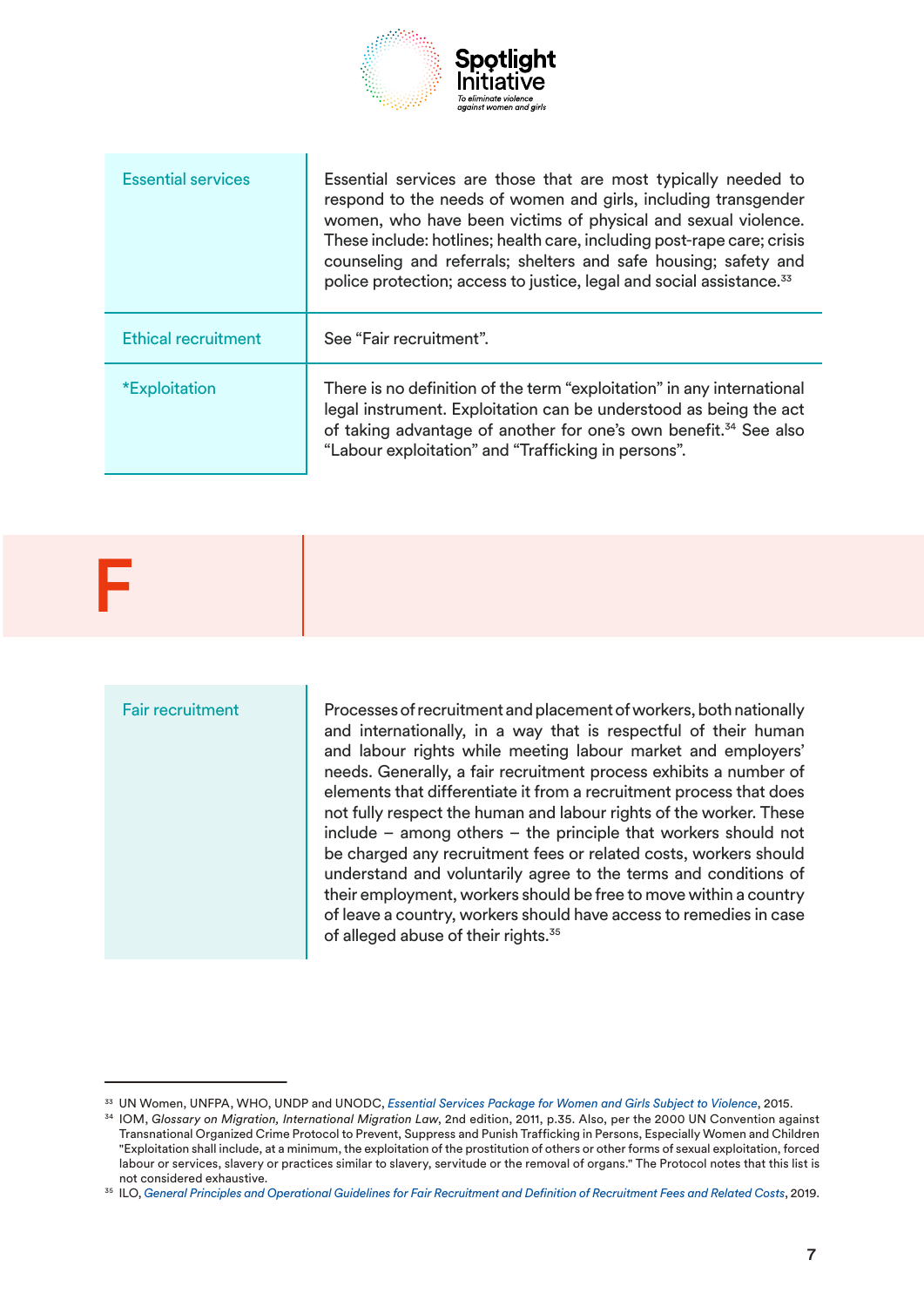| | |
|---|---|
| Essential services | Essential services are those that are most typically needed to respond to the needs of women and girls, including transgender women, who have been victims of physical and sexual violence. These include: hotlines; health care, including post-rape care; crisis counseling and referrals; shelters and safe housing; safety and police protection; access to justice, legal and social assistance.[33] |
| Ethical recruitment | See “Fair recruitment”. |
| *Exploitation | There is no definition of the term “exploitation” in any international legal instrument. Exploitation can be understood as being the act of taking advantage of another for one’s own benefit.[34] See also “Labour exploitation” and “Trafficking in persons”. |

# F

| | |
|---|---|
| Fair recruitment | Processes of recruitment and placement of workers, both nationally and internationally, in a way that is respectful of their human and labour rights while meeting labour market and employers’ needs. Generally, a fair recruitment process exhibits a number of elements that differentiate it from a recruitment process that does not fully respect the human and labour rights of the worker. These include – among others – the principle that workers should not be charged any recruitment fees or related costs, workers should understand and voluntarily agree to the terms and conditions of their employment, workers should be free to move within a country of leave a country, workers should have access to remedies in case of alleged abuse of their rights.[35] |

[33] UN Women, UNFPA, WHO, UNDP and UNODC, *Essential Services Package for Women and Girls Subject to Violence*, 2015.

[34] IOM, *Glossary on Migration, International Migration Law*, 2nd edition, 2011, p.35. Also, per the 2000 UN Convention against Transnational Organized Crime Protocol to Prevent, Suppress and Punish Trafficking in Persons, Especially Women and Children "Exploitation shall include, at a minimum, the exploitation of the prostitution of others or other forms of sexual exploitation, forced labour or services, slavery or practices similar to slavery, servitude or the removal of organs." The Protocol notes that this list is not considered exhaustive.

[35] ILO, *General Principles and Operational Guidelines for Fair Recruitment and Definition of Recruitment Fees and Related Costs*, 2019.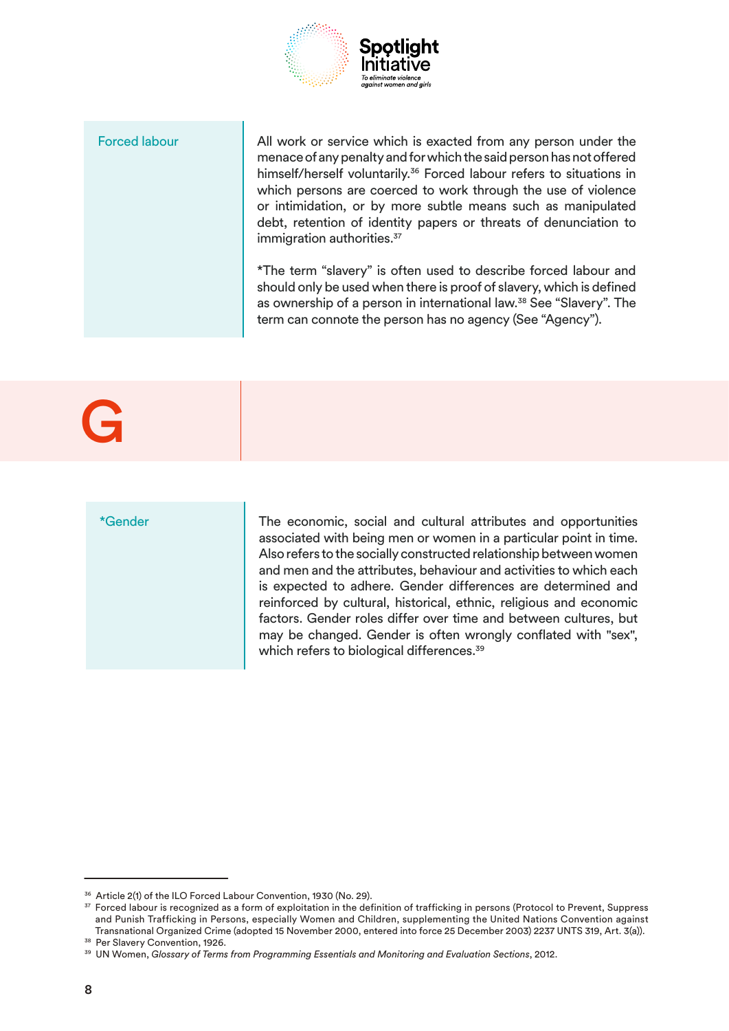| | |
|---|---|
| Forced labour | All work or service which is exacted from any person under the menace of any penalty and for which the said person has not offered himself/herself voluntarily.[36] Forced labour refers to situations in which persons are coerced to work through the use of violence or intimidation, or by more subtle means such as manipulated debt, retention of identity papers or threats of denunciation to immigration authorities.[37]<br><br>*The term "slavery" is often used to describe forced labour and should only be used when there is proof of slavery, which is defined as ownership of a person in international law.[38] See "Slavery". The term can connote the person has no agency (See "Agency"). |

# G

| | |
|---|---|
| *Gender | The economic, social and cultural attributes and opportunities associated with being men or women in a particular point in time. Also refers to the socially constructed relationship between women and men and the attributes, behaviour and activities to which each is expected to adhere. Gender differences are determined and reinforced by cultural, historical, ethnic, religious and economic factors. Gender roles differ over time and between cultures, but may be changed. Gender is often wrongly conflated with "sex", which refers to biological differences.[39] |

[36] Article 2(1) of the ILO Forced Labour Convention, 1930 (No. 29).

[37] Forced labour is recognized as a form of exploitation in the definition of trafficking in persons (Protocol to Prevent, Suppress and Punish Trafficking in Persons, especially Women and Children, supplementing the United Nations Convention against Transnational Organized Crime (adopted 15 November 2000, entered into force 25 December 2003) 2237 UNTS 319, Art. 3(a)).

[38] Per Slavery Convention, 1926.

[39] UN Women, *Glossary of Terms from Programming Essentials and Monitoring and Evaluation Sections*, 2012.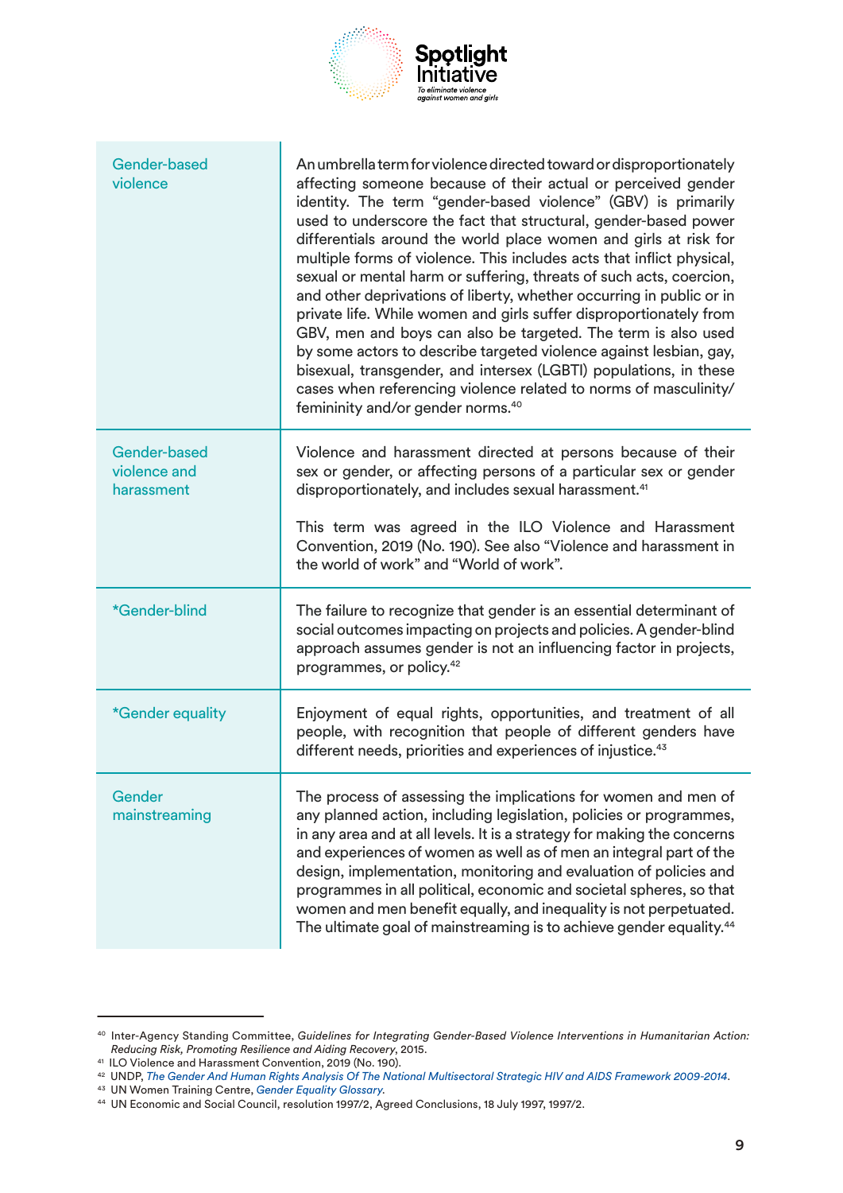| | |
|---|---|
| Gender-based violence | An umbrella term for violence directed toward or disproportionately affecting someone because of their actual or perceived gender identity. The term "gender-based violence" (GBV) is primarily used to underscore the fact that structural, gender-based power differentials around the world place women and girls at risk for multiple forms of violence. This includes acts that inflict physical, sexual or mental harm or suffering, threats of such acts, coercion, and other deprivations of liberty, whether occurring in public or in private life. While women and girls suffer disproportionately from GBV, men and boys can also be targeted. The term is also used by some actors to describe targeted violence against lesbian, gay, bisexual, transgender, and intersex (LGBTI) populations, in these cases when referencing violence related to norms of masculinity/femininity and/or gender norms.[40] |
| Gender-based violence and harassment | Violence and harassment directed at persons because of their sex or gender, or affecting persons of a particular sex or gender disproportionately, and includes sexual harassment.[41] <br><br> This term was agreed in the ILO Violence and Harassment Convention, 2019 (No. 190). See also "Violence and harassment in the world of work" and "World of work". |
| *Gender-blind | The failure to recognize that gender is an essential determinant of social outcomes impacting on projects and policies. A gender-blind approach assumes gender is not an influencing factor in projects, programmes, or policy.[42] |
| *Gender equality | Enjoyment of equal rights, opportunities, and treatment of all people, with recognition that people of different genders have different needs, priorities and experiences of injustice.[43] |
| Gender mainstreaming | The process of assessing the implications for women and men of any planned action, including legislation, policies or programmes, in any area and at all levels. It is a strategy for making the concerns and experiences of women as well as of men an integral part of the design, implementation, monitoring and evaluation of policies and programmes in all political, economic and societal spheres, so that women and men benefit equally, and inequality is not perpetuated. The ultimate goal of mainstreaming is to achieve gender equality.[44] |

---

[40] Inter-Agency Standing Committee, *Guidelines for Integrating Gender-Based Violence Interventions in Humanitarian Action: Reducing Risk, Promoting Resilience and Aiding Recovery*, 2015.

[41] ILO Violence and Harassment Convention, 2019 (No. 190).

[42] UNDP, *The Gender And Human Rights Analysis Of The National Multisectoral Strategic HIV and AIDS Framework 2009-2014*.

[43] UN Women Training Centre, *Gender Equality Glossary*.

[44] UN Economic and Social Council, resolution 1997/2, Agreed Conclusions, 18 July 1997, 1997/2.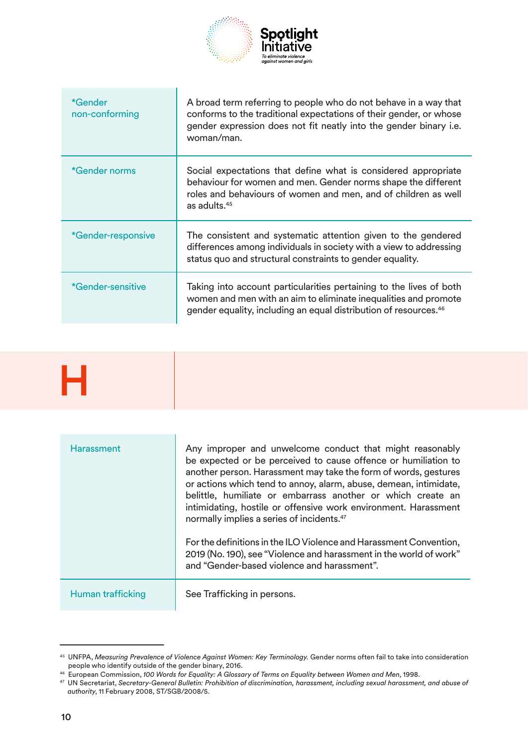| | |
|---|---|
| *Gender non-conforming | A broad term referring to people who do not behave in a way that conforms to the traditional expectations of their gender, or whose gender expression does not fit neatly into the gender binary i.e. woman/man. |
| *Gender norms | Social expectations that define what is considered appropriate behaviour for women and men. Gender norms shape the different roles and behaviours of women and men, and of children as well as adults.[45] |
| *Gender-responsive | The consistent and systematic attention given to the gendered differences among individuals in society with a view to addressing status quo and structural constraints to gender equality. |
| *Gender-sensitive | Taking into account particularities pertaining to the lives of both women and men with an aim to eliminate inequalities and promote gender equality, including an equal distribution of resources.[46] |

# H

| | |
|---|---|
| Harassment | Any improper and unwelcome conduct that might reasonably be expected or be perceived to cause offence or humiliation to another person. Harassment may take the form of words, gestures or actions which tend to annoy, alarm, abuse, demean, intimidate, belittle, humiliate or embarrass another or which create an intimidating, hostile or offensive work environment. Harassment normally implies a series of incidents.[47]<br><br>For the definitions in the ILO Violence and Harassment Convention, 2019 (No. 190), see "Violence and harassment in the world of work" and "Gender-based violence and harassment". |
| Human trafficking | See Trafficking in persons. |

---

[45] UNFPA, *Measuring Prevalence of Violence Against Women: Key Terminology.* Gender norms often fail to take into consideration people who identify outside of the gender binary, 2016.

[46] European Commission, *100 Words for Equality: A Glossary of Terms on Equality between Women and Men*, 1998.

[47] UN Secretariat, *Secretary-General Bulletin: Prohibition of discrimination, harassment, including sexual harassment, and abuse of authority*, 11 February 2008, ST/SGB/2008/5.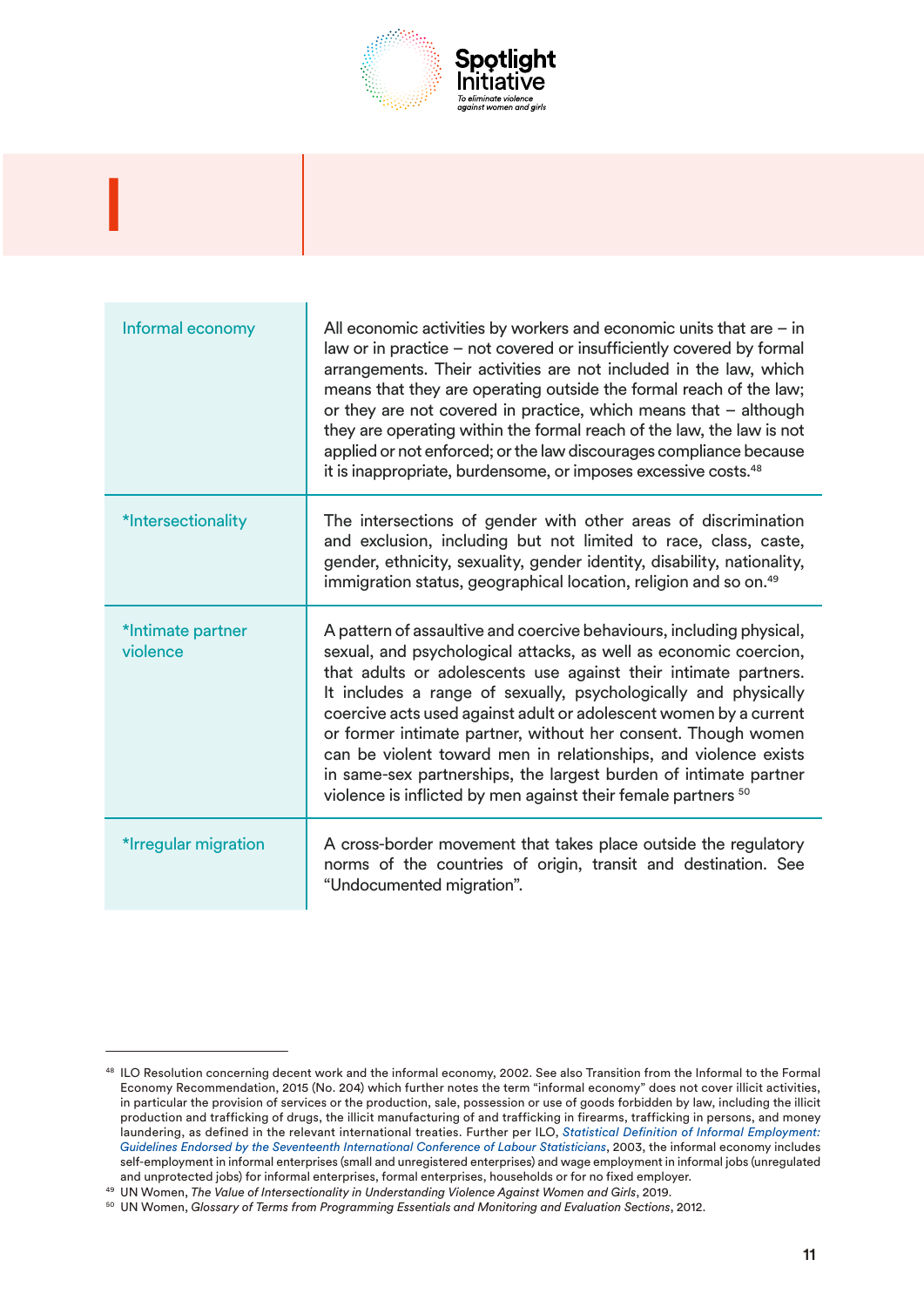# I

| | |
|---|---|
| Informal economy | All economic activities by workers and economic units that are – in law or in practice – not covered or insufficiently covered by formal arrangements. Their activities are not included in the law, which means that they are operating outside the formal reach of the law; or they are not covered in practice, which means that – although they are operating within the formal reach of the law, the law is not applied or not enforced; or the law discourages compliance because it is inappropriate, burdensome, or imposes excessive costs.[48] |
| *Intersectionality | The intersections of gender with other areas of discrimination and exclusion, including but not limited to race, class, caste, gender, ethnicity, sexuality, gender identity, disability, nationality, immigration status, geographical location, religion and so on.[49] |
| *Intimate partner violence | A pattern of assaultive and coercive behaviours, including physical, sexual, and psychological attacks, as well as economic coercion, that adults or adolescents use against their intimate partners. It includes a range of sexually, psychologically and physically coercive acts used against adult or adolescent women by a current or former intimate partner, without her consent. Though women can be violent toward men in relationships, and violence exists in same-sex partnerships, the largest burden of intimate partner violence is inflicted by men against their female partners [50] |
| *Irregular migration | A cross-border movement that takes place outside the regulatory norms of the countries of origin, transit and destination. See "Undocumented migration". |

[48] ILO Resolution concerning decent work and the informal economy, 2002. See also Transition from the Informal to the Formal Economy Recommendation, 2015 (No. 204) which further notes the term "informal economy" does not cover illicit activities, in particular the provision of services or the production, sale, possession or use of goods forbidden by law, including the illicit production and trafficking of drugs, the illicit manufacturing of and trafficking in firearms, trafficking in persons, and money laundering, as defined in the relevant international treaties. Further per ILO, *Statistical Definition of Informal Employment: Guidelines Endorsed by the Seventeenth International Conference of Labour Statisticians*, 2003, the informal economy includes self-employment in informal enterprises (small and unregistered enterprises) and wage employment in informal jobs (unregulated and unprotected jobs) for informal enterprises, formal enterprises, households or for no fixed employer.

[49] UN Women, *The Value of Intersectionality in Understanding Violence Against Women and Girls*, 2019.

[50] UN Women, *Glossary of Terms from Programming Essentials and Monitoring and Evaluation Sections*, 2012.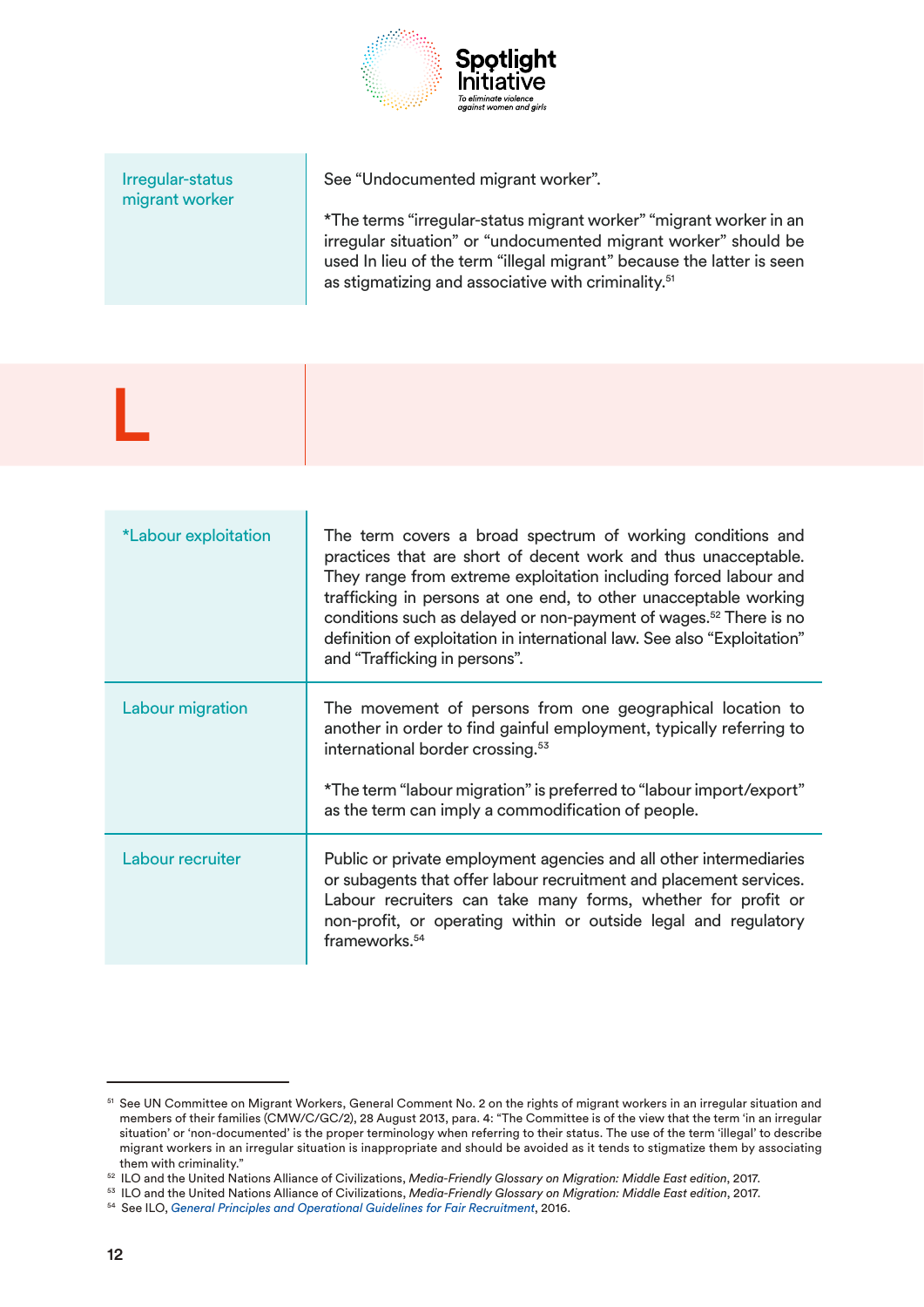| Irregular-status migrant worker | See "Undocumented migrant worker".<br><br>*The terms "irregular-status migrant worker" "migrant worker in an irregular situation" or "undocumented migrant worker" should be used In lieu of the term "illegal migrant" because the latter is seen as stigmatizing and associative with criminality.[51] |
|---|---|

# L

| *Labour exploitation | The term covers a broad spectrum of working conditions and practices that are short of decent work and thus unacceptable. They range from extreme exploitation including forced labour and trafficking in persons at one end, to other unacceptable working conditions such as delayed or non-payment of wages.[52] There is no definition of exploitation in international law. See also "Exploitation" and "Trafficking in persons". |
|---|---|
| Labour migration | The movement of persons from one geographical location to another in order to find gainful employment, typically referring to international border crossing.[53]<br><br>*The term "labour migration" is preferred to "labour import/export" as the term can imply a commodification of people. |
| Labour recruiter | Public or private employment agencies and all other intermediaries or subagents that offer labour recruitment and placement services. Labour recruiters can take many forms, whether for profit or non-profit, or operating within or outside legal and regulatory frameworks.[54] |

---

[51] See UN Committee on Migrant Workers, General Comment No. 2 on the rights of migrant workers in an irregular situation and members of their families (CMW/C/GC/2), 28 August 2013, para. 4: "The Committee is of the view that the term 'in an irregular situation' or 'non-documented' is the proper terminology when referring to their status. The use of the term 'illegal' to describe migrant workers in an irregular situation is inappropriate and should be avoided as it tends to stigmatize them by associating them with criminality."

[52] ILO and the United Nations Alliance of Civilizations, *Media-Friendly Glossary on Migration: Middle East edition*, 2017.

[53] ILO and the United Nations Alliance of Civilizations, *Media-Friendly Glossary on Migration: Middle East edition*, 2017.

[54] See ILO, *General Principles and Operational Guidelines for Fair Recruitment*, 2016.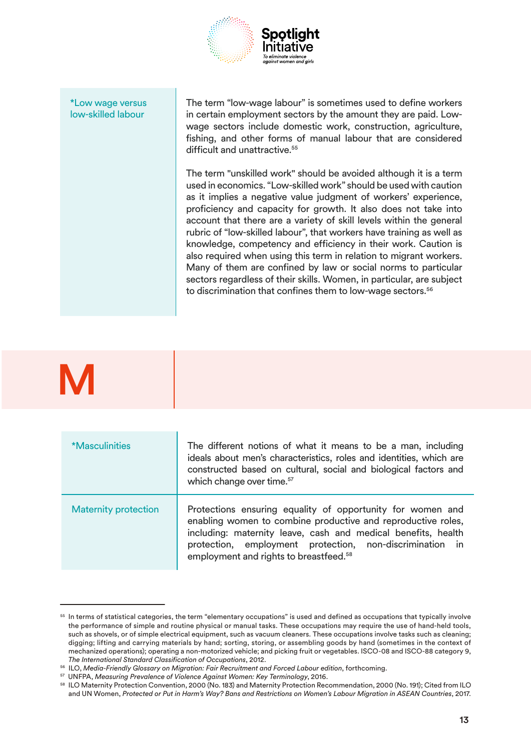| | |
|---|---|
| *Low wage versus low-skilled labour | The term "low-wage labour" is sometimes used to define workers in certain employment sectors by the amount they are paid. Low-wage sectors include domestic work, construction, agriculture, fishing, and other forms of manual labour that are considered difficult and unattractive.[55]<br><br>The term "unskilled work" should be avoided although it is a term used in economics. "Low-skilled work" should be used with caution as it implies a negative value judgment of workers' experience, proficiency and capacity for growth. It also does not take into account that there are a variety of skill levels within the general rubric of "low-skilled labour", that workers have training as well as knowledge, competency and efficiency in their work. Caution is also required when using this term in relation to migrant workers. Many of them are confined by law or social norms to particular sectors regardless of their skills. Women, in particular, are subject to discrimination that confines them to low-wage sectors.[56] |

# M

| | |
|---|---|
| *Masculinities | The different notions of what it means to be a man, including ideals about men's characteristics, roles and identities, which are constructed based on cultural, social and biological factors and which change over time.[57] |
| Maternity protection | Protections ensuring equality of opportunity for women and enabling women to combine productive and reproductive roles, including: maternity leave, cash and medical benefits, health protection, employment protection, non-discrimination in employment and rights to breastfeed.[58] |

[55] In terms of statistical categories, the term "elementary occupations" is used and defined as occupations that typically involve the performance of simple and routine physical or manual tasks. These occupations may require the use of hand-held tools, such as shovels, or of simple electrical equipment, such as vacuum cleaners. These occupations involve tasks such as cleaning; digging; lifting and carrying materials by hand; sorting, storing, or assembling goods by hand (sometimes in the context of mechanized operations); operating a non-motorized vehicle; and picking fruit or vegetables. ISCO-08 and ISCO-88 category 9, *The International Standard Classification of Occupations*, 2012.

[56] ILO, *Media-Friendly Glossary on Migration: Fair Recruitment and Forced Labour edition*, forthcoming.

[57] UNFPA, *Measuring Prevalence of Violence Against Women: Key Terminology*, 2016.

[58] ILO Maternity Protection Convention, 2000 (No. 183) and Maternity Protection Recommendation, 2000 (No. 191); Cited from ILO and UN Women, *Protected or Put in Harm's Way? Bans and Restrictions on Women's Labour Migration in ASEAN Countries*, 2017.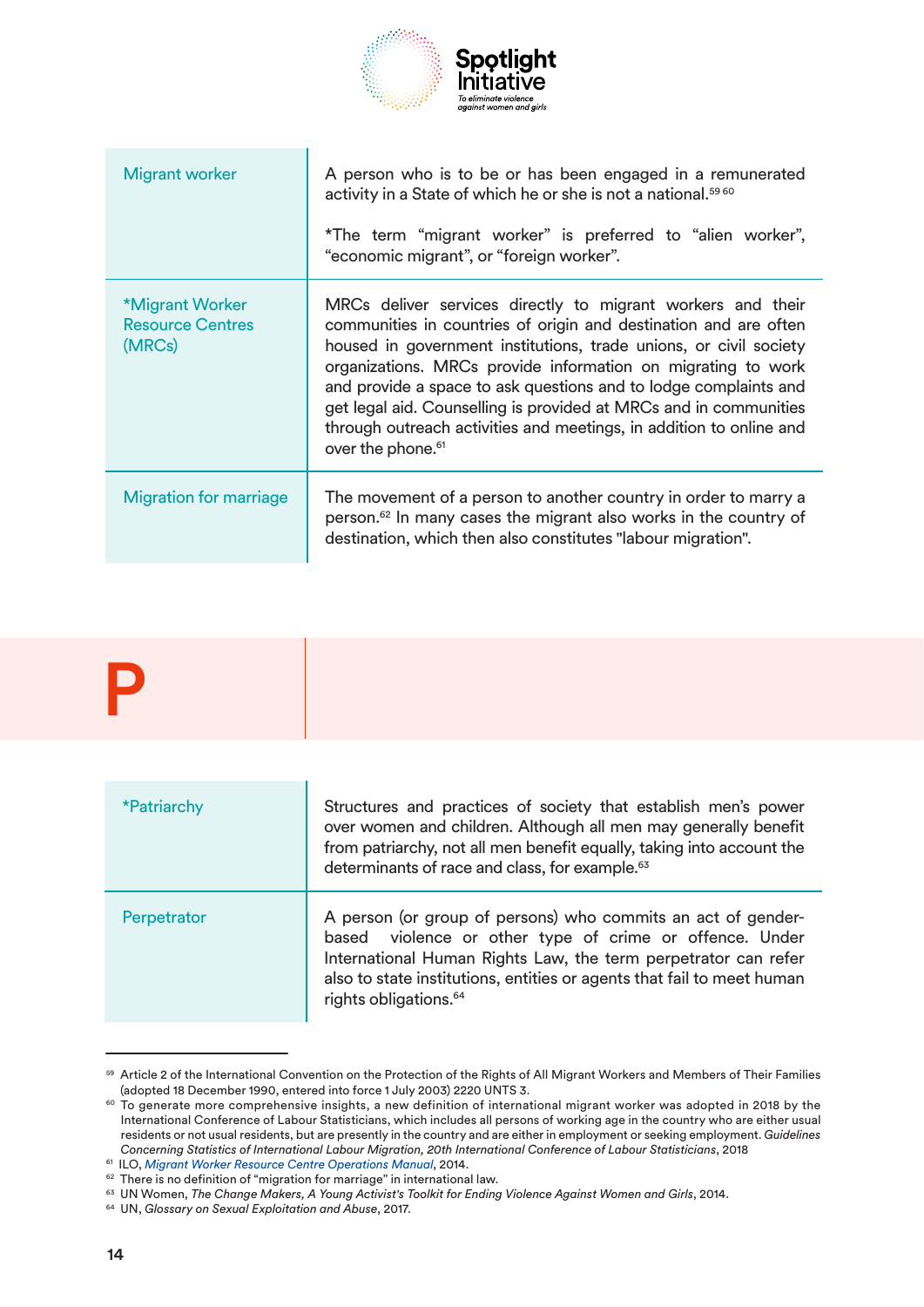| | |
|---|---|
| Migrant worker | A person who is to be or has been engaged in a remunerated activity in a State of which he or she is not a national.[59] [60]<br><br>*The term "migrant worker" is preferred to "alien worker", "economic migrant", or "foreign worker". |
| *Migrant Worker Resource Centres (MRCs) | MRCs deliver services directly to migrant workers and their communities in countries of origin and destination and are often housed in government institutions, trade unions, or civil society organizations. MRCs provide information on migrating to work and provide a space to ask questions and to lodge complaints and get legal aid. Counselling is provided at MRCs and in communities through outreach activities and meetings, in addition to online and over the phone.[61] |
| Migration for marriage | The movement of a person to another country in order to marry a person.[62] In many cases the migrant also works in the country of destination, which then also constitutes "labour migration". |

# P

| | |
|---|---|
| *Patriarchy | Structures and practices of society that establish men's power over women and children. Although all men may generally benefit from patriarchy, not all men benefit equally, taking into account the determinants of race and class, for example.[63] |
| Perpetrator | A person (or group of persons) who commits an act of gender-based violence or other type of crime or offence. Under International Human Rights Law, the term perpetrator can refer also to state institutions, entities or agents that fail to meet human rights obligations.[64] |

---

[59] Article 2 of the International Convention on the Protection of the Rights of All Migrant Workers and Members of Their Families (adopted 18 December 1990, entered into force 1 July 2003) 2220 UNTS 3.

[60] To generate more comprehensive insights, a new definition of international migrant worker was adopted in 2018 by the International Conference of Labour Statisticians, which includes all persons of working age in the country who are either usual residents or not usual residents, but are presently in the country and are either in employment or seeking employment. *Guidelines Concerning Statistics of International Labour Migration, 20th International Conference of Labour Statisticians*, 2018

[61] ILO, *Migrant Worker Resource Centre Operations Manual*, 2014.

[62] There is no definition of "migration for marriage" in international law.

[63] UN Women, *The Change Makers, A Young Activist's Toolkit for Ending Violence Against Women and Girls*, 2014.

[64] UN, *Glossary on Sexual Exploitation and Abuse*, 2017.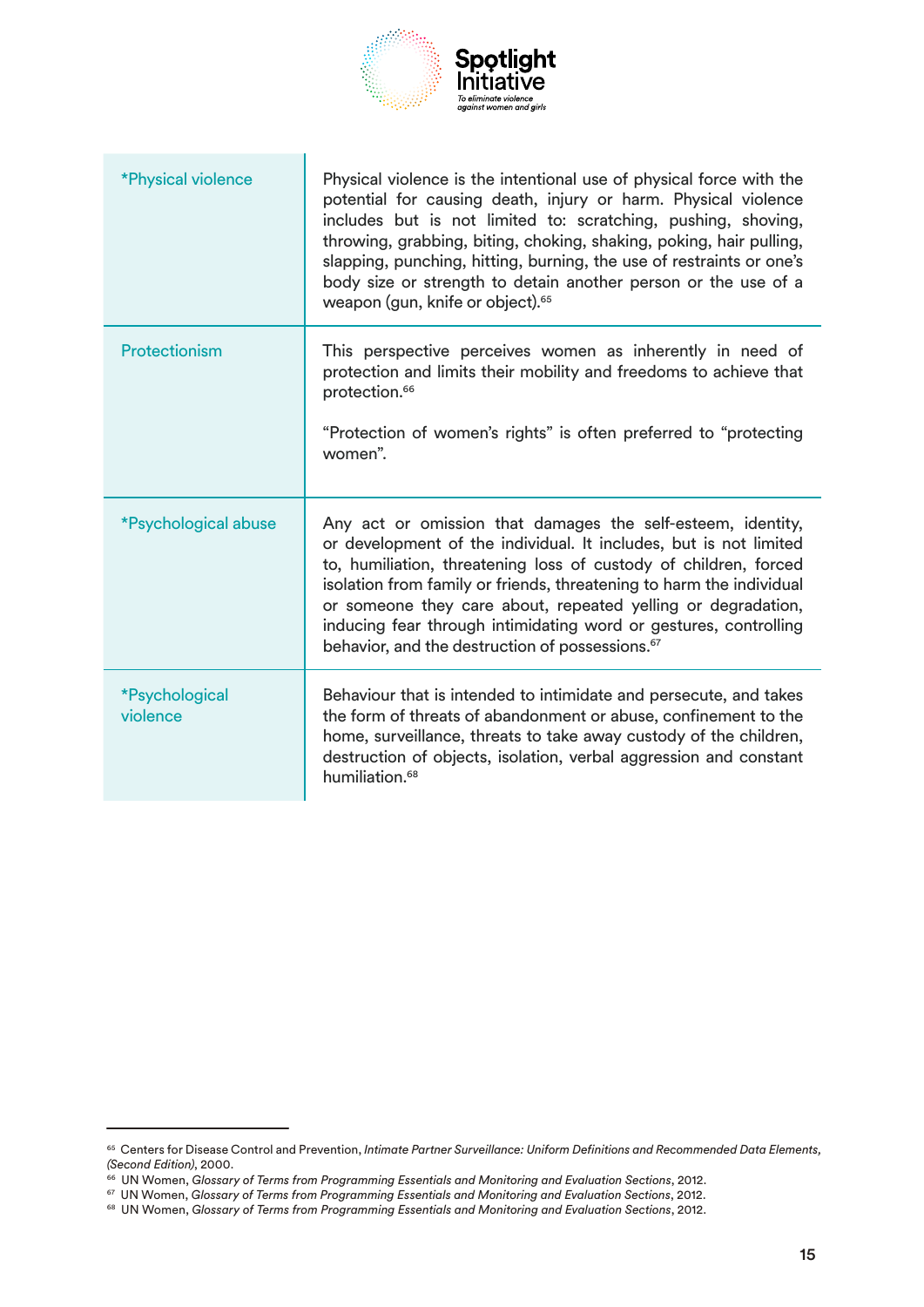| Term | Definition |
| --- | --- |
| *Physical violence | Physical violence is the intentional use of physical force with the potential for causing death, injury or harm. Physical violence includes but is not limited to: scratching, pushing, shoving, throwing, grabbing, biting, choking, shaking, poking, hair pulling, slapping, punching, hitting, burning, the use of restraints or one's body size or strength to detain another person or the use of a weapon (gun, knife or object).[65] |
| Protectionism | This perspective perceives women as inherently in need of protection and limits their mobility and freedoms to achieve that protection.[66]<br><br>"Protection of women's rights" is often preferred to "protecting women". |
| *Psychological abuse | Any act or omission that damages the self-esteem, identity, or development of the individual. It includes, but is not limited to, humiliation, threatening loss of custody of children, forced isolation from family or friends, threatening to harm the individual or someone they care about, repeated yelling or degradation, inducing fear through intimidating word or gestures, controlling behavior, and the destruction of possessions.[67] |
| *Psychological violence | Behaviour that is intended to intimidate and persecute, and takes the form of threats of abandonment or abuse, confinement to the home, surveillance, threats to take away custody of the children, destruction of objects, isolation, verbal aggression and constant humiliation.[68] |

[65] Centers for Disease Control and Prevention, *Intimate Partner Surveillance: Uniform Definitions and Recommended Data Elements, (Second Edition)*, 2000.
[66] UN Women, *Glossary of Terms from Programming Essentials and Monitoring and Evaluation Sections*, 2012.
[67] UN Women, *Glossary of Terms from Programming Essentials and Monitoring and Evaluation Sections*, 2012.
[68] UN Women, *Glossary of Terms from Programming Essentials and Monitoring and Evaluation Sections*, 2012.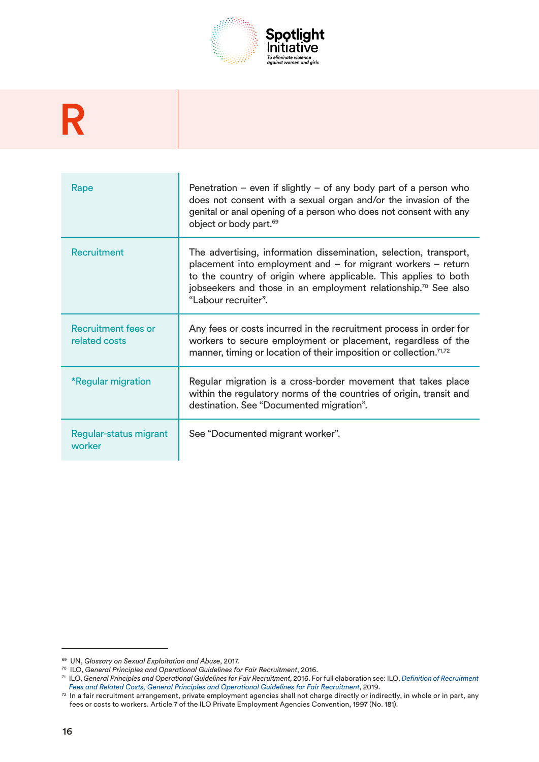# R

| | |
|---|---|
| Rape | Penetration – even if slightly – of any body part of a person who does not consent with a sexual organ and/or the invasion of the genital or anal opening of a person who does not consent with any object or body part.[69] |
| Recruitment | The advertising, information dissemination, selection, transport, placement into employment and – for migrant workers – return to the country of origin where applicable. This applies to both jobseekers and those in an employment relationship.[70] See also "Labour recruiter". |
| Recruitment fees or related costs | Any fees or costs incurred in the recruitment process in order for workers to secure employment or placement, regardless of the manner, timing or location of their imposition or collection.[71,72] |
| *Regular migration | Regular migration is a cross-border movement that takes place within the regulatory norms of the countries of origin, transit and destination. See "Documented migration". |
| Regular-status migrant worker | See "Documented migrant worker". |

[69] UN, *Glossary on Sexual Exploitation and Abuse*, 2017.

[70] ILO, *General Principles and Operational Guidelines for Fair Recruitment*, 2016.

[71] ILO, *General Principles and Operational Guidelines for Fair Recruitment*, 2016. For full elaboration see: ILO, *Definition of Recruitment Fees and Related Costs, General Principles and Operational Guidelines for Fair Recruitment*, 2019.

[72] In a fair recruitment arrangement, private employment agencies shall not charge directly or indirectly, in whole or in part, any fees or costs to workers. Article 7 of the ILO Private Employment Agencies Convention, 1997 (No. 181).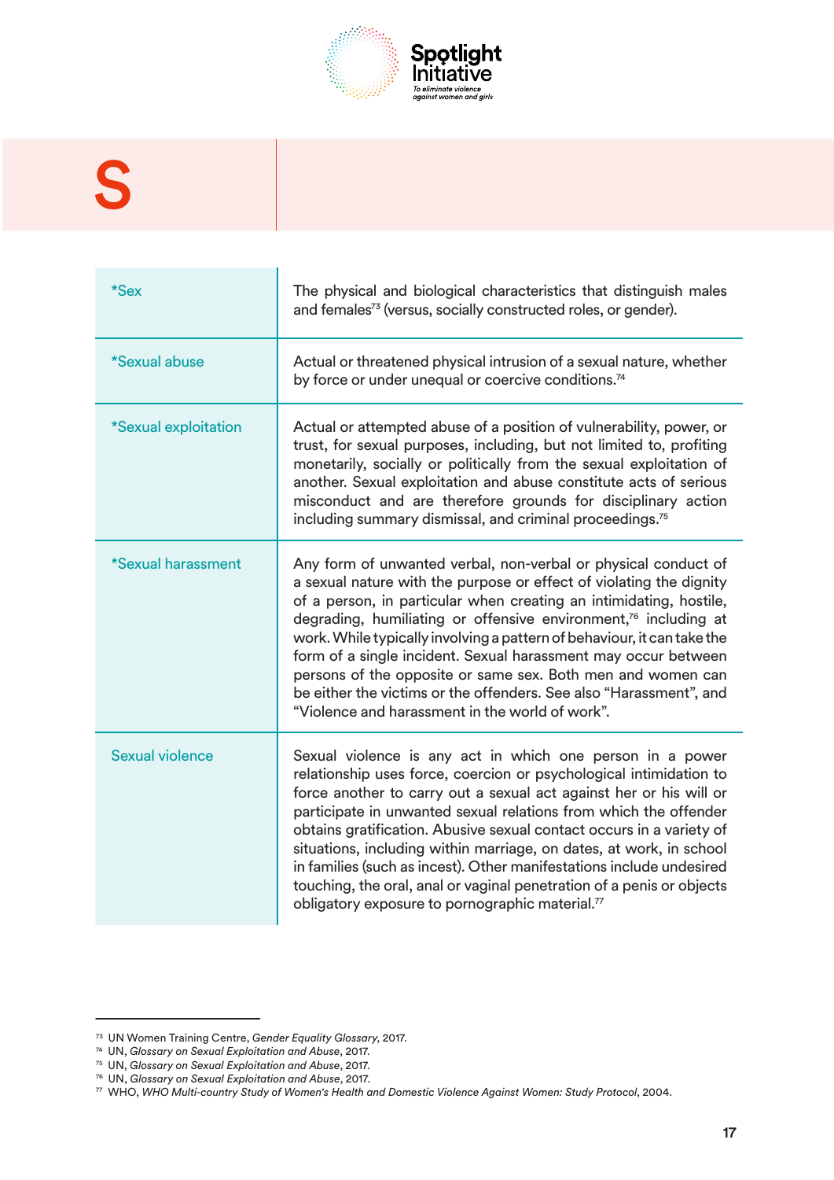# S

| | |
|---|---|
| *Sex | The physical and biological characteristics that distinguish males and females[73] (versus, socially constructed roles, or gender). |
| *Sexual abuse | Actual or threatened physical intrusion of a sexual nature, whether by force or under unequal or coercive conditions.[74] |
| *Sexual exploitation | Actual or attempted abuse of a position of vulnerability, power, or trust, for sexual purposes, including, but not limited to, profiting monetarily, socially or politically from the sexual exploitation of another. Sexual exploitation and abuse constitute acts of serious misconduct and are therefore grounds for disciplinary action including summary dismissal, and criminal proceedings.[75] |
| *Sexual harassment | Any form of unwanted verbal, non-verbal or physical conduct of a sexual nature with the purpose or effect of violating the dignity of a person, in particular when creating an intimidating, hostile, degrading, humiliating or offensive environment,[76] including at work. While typically involving a pattern of behaviour, it can take the form of a single incident. Sexual harassment may occur between persons of the opposite or same sex. Both men and women can be either the victims or the offenders. See also "Harassment", and "Violence and harassment in the world of work". |
| Sexual violence | Sexual violence is any act in which one person in a power relationship uses force, coercion or psychological intimidation to force another to carry out a sexual act against her or his will or participate in unwanted sexual relations from which the offender obtains gratification. Abusive sexual contact occurs in a variety of situations, including within marriage, on dates, at work, in school in families (such as incest). Other manifestations include undesired touching, the oral, anal or vaginal penetration of a penis or objects obligatory exposure to pornographic material.[77] |

[73] UN Women Training Centre, *Gender Equality Glossary*, 2017.
[74] UN, *Glossary on Sexual Exploitation and Abuse*, 2017.
[75] UN, *Glossary on Sexual Exploitation and Abuse*, 2017.
[76] UN, *Glossary on Sexual Exploitation and Abuse*, 2017.
[77] WHO, *WHO Multi-country Study of Women's Health and Domestic Violence Against Women: Study Protocol*, 2004.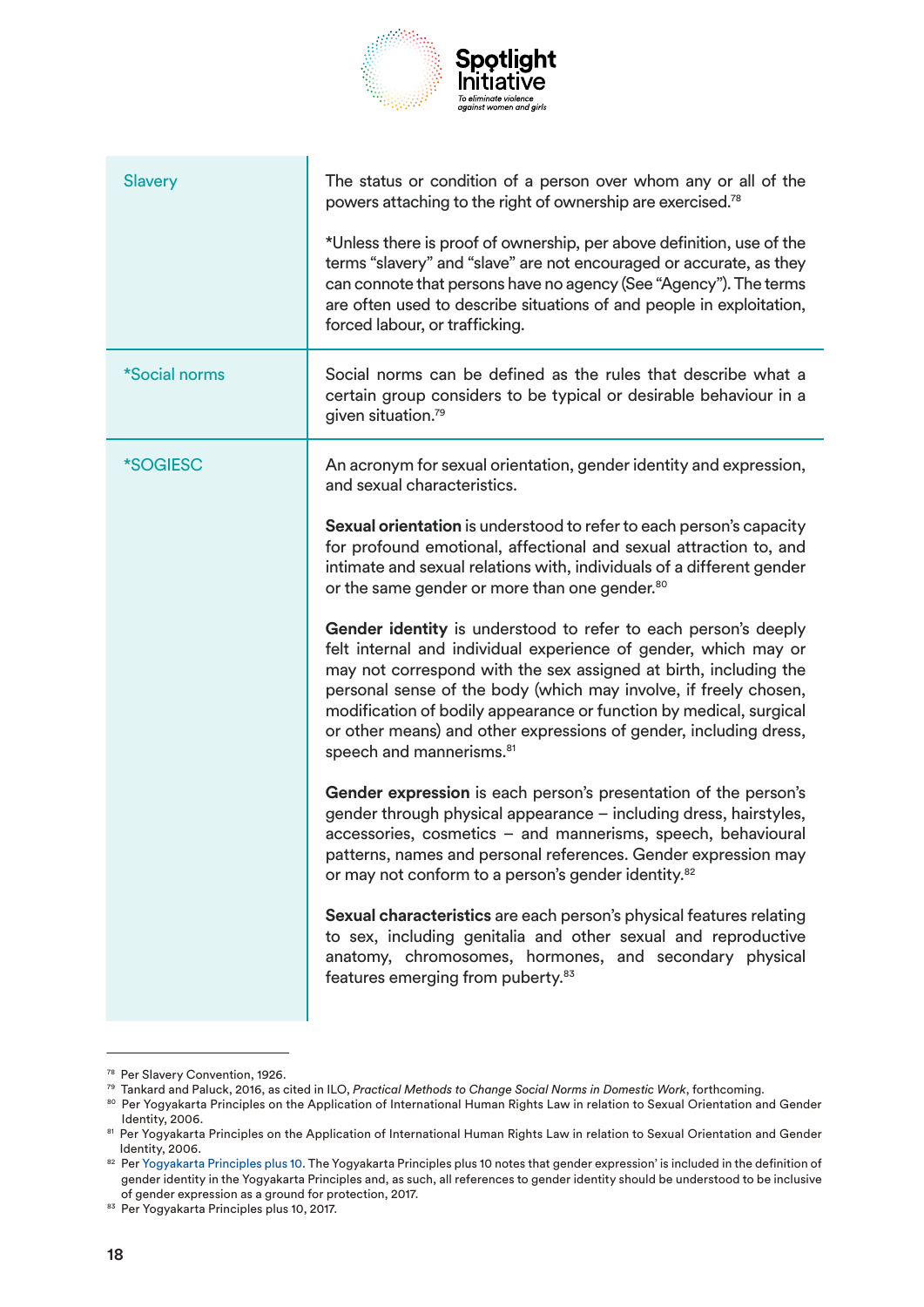| | |
|---|---|
| Slavery | The status or condition of a person over whom any or all of the powers attaching to the right of ownership are exercised.[78]<br><br>*Unless there is proof of ownership, per above definition, use of the terms "slavery" and "slave" are not encouraged or accurate, as they can connote that persons have no agency (See "Agency"). The terms are often used to describe situations of and people in exploitation, forced labour, or trafficking. |
| *Social norms | Social norms can be defined as the rules that describe what a certain group considers to be typical or desirable behaviour in a given situation.[79] |
| *SOGIESC | An acronym for sexual orientation, gender identity and expression, and sexual characteristics.<br><br>**Sexual orientation** is understood to refer to each person's capacity for profound emotional, affectional and sexual attraction to, and intimate and sexual relations with, individuals of a different gender or the same gender or more than one gender.[80]<br><br>**Gender identity** is understood to refer to each person's deeply felt internal and individual experience of gender, which may or may not correspond with the sex assigned at birth, including the personal sense of the body (which may involve, if freely chosen, modification of bodily appearance or function by medical, surgical or other means) and other expressions of gender, including dress, speech and mannerisms.[81]<br><br>**Gender expression** is each person's presentation of the person's gender through physical appearance – including dress, hairstyles, accessories, cosmetics – and mannerisms, speech, behavioural patterns, names and personal references. Gender expression may or may not conform to a person's gender identity.[82]<br><br>**Sexual characteristics** are each person's physical features relating to sex, including genitalia and other sexual and reproductive anatomy, chromosomes, hormones, and secondary physical features emerging from puberty.[83] |

[78] Per Slavery Convention, 1926.

[79] Tankard and Paluck, 2016, as cited in ILO, *Practical Methods to Change Social Norms in Domestic Work*, forthcoming.

[80] Per Yogyakarta Principles on the Application of International Human Rights Law in relation to Sexual Orientation and Gender Identity, 2006.

[81] Per Yogyakarta Principles on the Application of International Human Rights Law in relation to Sexual Orientation and Gender Identity, 2006.

[82] Per Yogyakarta Principles plus 10. The Yogyakarta Principles plus 10 notes that gender expression' is included in the definition of gender identity in the Yogyakarta Principles and, as such, all references to gender identity should be understood to be inclusive of gender expression as a ground for protection, 2017.

[83] Per Yogyakarta Principles plus 10, 2017.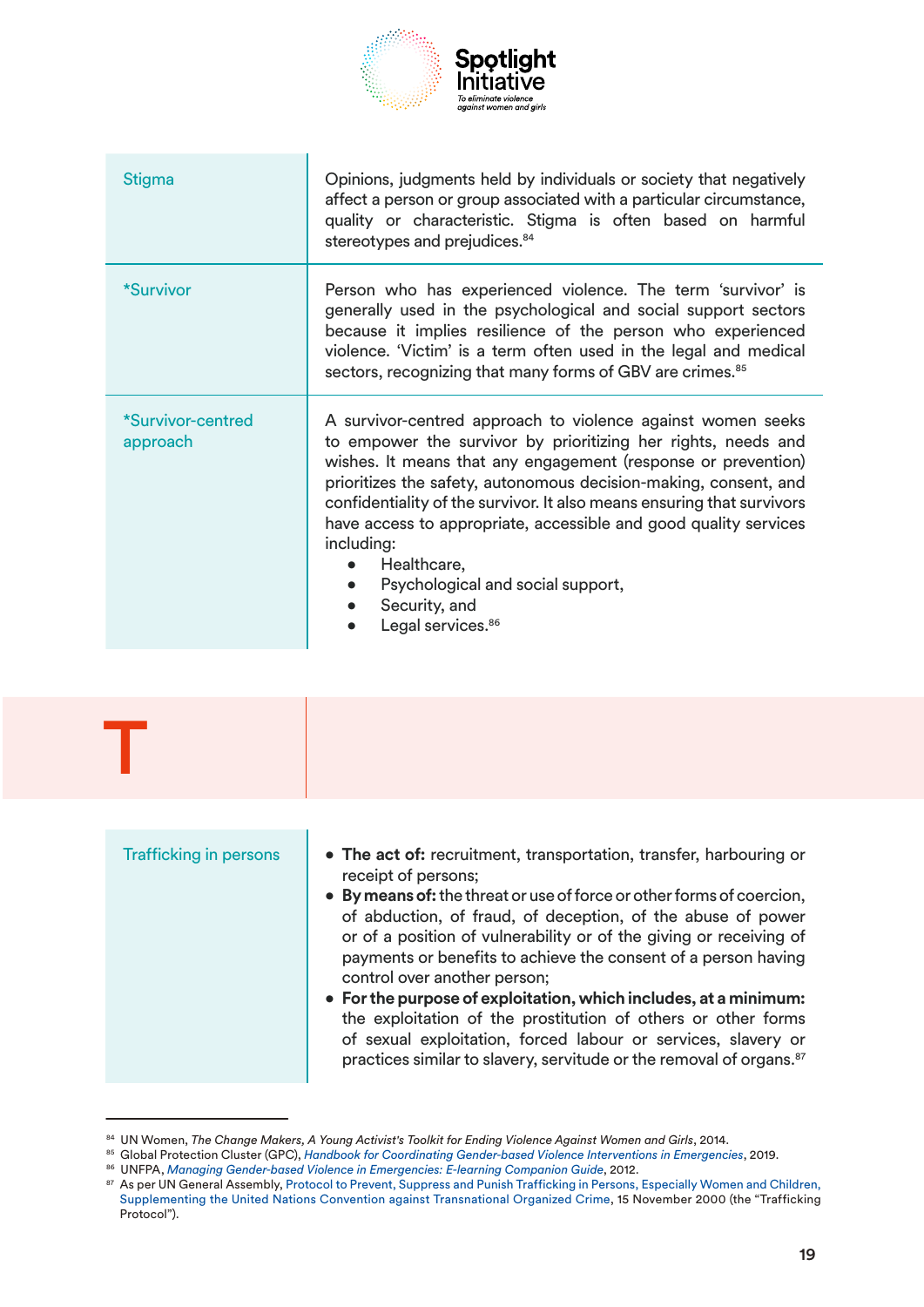| | |
|---|---|
| Stigma | Opinions, judgments held by individuals or society that negatively affect a person or group associated with a particular circumstance, quality or characteristic. Stigma is often based on harmful stereotypes and prejudices.[84] |
| *Survivor | Person who has experienced violence. The term 'survivor' is generally used in the psychological and social support sectors because it implies resilience of the person who experienced violence. 'Victim' is a term often used in the legal and medical sectors, recognizing that many forms of GBV are crimes.[85] |
| *Survivor-centred approach | A survivor-centred approach to violence against women seeks to empower the survivor by prioritizing her rights, needs and wishes. It means that any engagement (response or prevention) prioritizes the safety, autonomous decision-making, consent, and confidentiality of the survivor. It also means ensuring that survivors have access to appropriate, accessible and good quality services including:<br>• Healthcare,<br>• Psychological and social support,<br>• Security, and<br>• Legal services.[86] |

# T

| | |
|---|---|
| Trafficking in persons | • **The act of:** recruitment, transportation, transfer, harbouring or receipt of persons;<br>• **By means of:** the threat or use of force or other forms of coercion, of abduction, of fraud, of deception, of the abuse of power or of a position of vulnerability or of the giving or receiving of payments or benefits to achieve the consent of a person having control over another person;<br>• **For the purpose of exploitation, which includes, at a minimum:** the exploitation of the prostitution of others or other forms of sexual exploitation, forced labour or services, slavery or practices similar to slavery, servitude or the removal of organs.[87] |

---

[84] UN Women, *The Change Makers, A Young Activist's Toolkit for Ending Violence Against Women and Girls*, 2014.

[85] Global Protection Cluster (GPC), *Handbook for Coordinating Gender-based Violence Interventions in Emergencies*, 2019.

[86] UNFPA, *Managing Gender-based Violence in Emergencies: E-learning Companion Guide*, 2012.

[87] As per UN General Assembly, Protocol to Prevent, Suppress and Punish Trafficking in Persons, Especially Women and Children, Supplementing the United Nations Convention against Transnational Organized Crime, 15 November 2000 (the "Trafficking Protocol").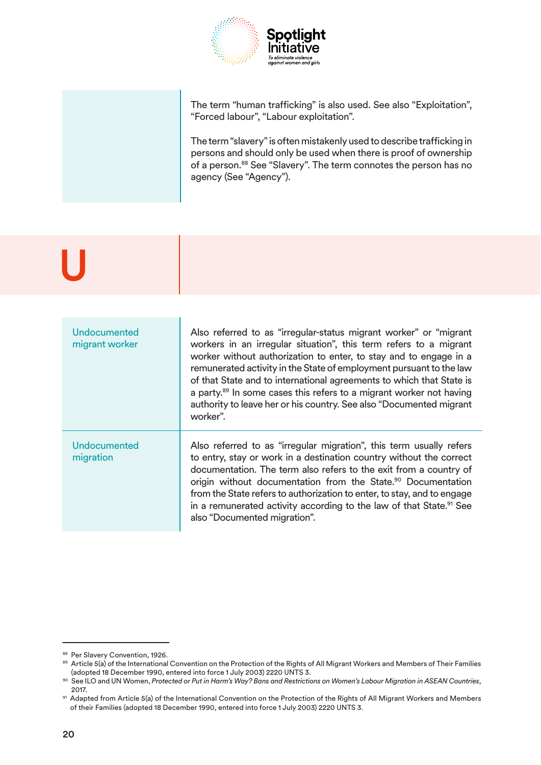| | |
|---|---|
| | The term “human trafficking” is also used. See also “Exploitation”, “Forced labour”, “Labour exploitation”.<br><br>The term “slavery” is often mistakenly used to describe trafficking in persons and should only be used when there is proof of ownership of a person.[88] See “Slavery”. The term connotes the person has no agency (See “Agency”). |

# U

| | |
|---|---|
| Undocumented migrant worker | Also referred to as “irregular-status migrant worker” or “migrant workers in an irregular situation”, this term refers to a migrant worker without authorization to enter, to stay and to engage in a remunerated activity in the State of employment pursuant to the law of that State and to international agreements to which that State is a party.[89] In some cases this refers to a migrant worker not having authority to leave her or his country. See also “Documented migrant worker”. |
| Undocumented migration | Also referred to as “irregular migration”, this term usually refers to entry, stay or work in a destination country without the correct documentation. The term also refers to the exit from a country of origin without documentation from the State.[90] Documentation from the State refers to authorization to enter, to stay, and to engage in a remunerated activity according to the law of that State.[91] See also “Documented migration”. |

[88] Per Slavery Convention, 1926.

[89] Article 5(a) of the International Convention on the Protection of the Rights of All Migrant Workers and Members of Their Families (adopted 18 December 1990, entered into force 1 July 2003) 2220 UNTS 3.

[90] See ILO and UN Women, *Protected or Put in Harm’s Way? Bans and Restrictions on Women’s Labour Migration in ASEAN Countries*, 2017.

[91] Adapted from Article 5(a) of the International Convention on the Protection of the Rights of All Migrant Workers and Members of their Families (adopted 18 December 1990, entered into force 1 July 2003) 2220 UNTS 3.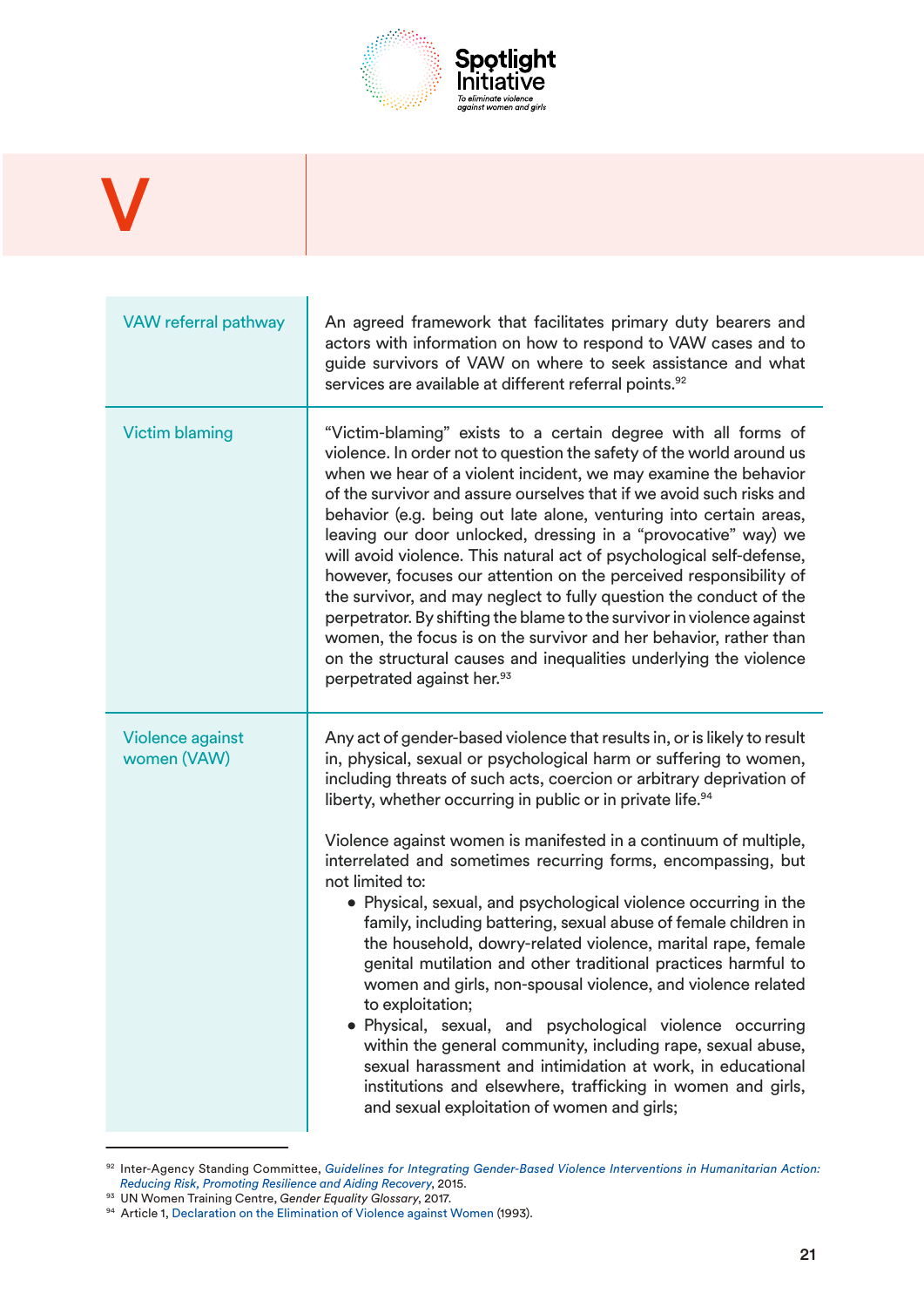# V

| | |
|---|---|
| VAW referral pathway | An agreed framework that facilitates primary duty bearers and actors with information on how to respond to VAW cases and to guide survivors of VAW on where to seek assistance and what services are available at different referral points.[92] |
| Victim blaming | "Victim-blaming" exists to a certain degree with all forms of violence. In order not to question the safety of the world around us when we hear of a violent incident, we may examine the behavior of the survivor and assure ourselves that if we avoid such risks and behavior (e.g. being out late alone, venturing into certain areas, leaving our door unlocked, dressing in a "provocative" way) we will avoid violence. This natural act of psychological self-defense, however, focuses our attention on the perceived responsibility of the survivor, and may neglect to fully question the conduct of the perpetrator. By shifting the blame to the survivor in violence against women, the focus is on the survivor and her behavior, rather than on the structural causes and inequalities underlying the violence perpetrated against her.[93] |
| Violence against women (VAW) | Any act of gender-based violence that results in, or is likely to result in, physical, sexual or psychological harm or suffering to women, including threats of such acts, coercion or arbitrary deprivation of liberty, whether occurring in public or in private life.[94]<br><br>Violence against women is manifested in a continuum of multiple, interrelated and sometimes recurring forms, encompassing, but not limited to:<br>• Physical, sexual, and psychological violence occurring in the family, including battering, sexual abuse of female children in the household, dowry-related violence, marital rape, female genital mutilation and other traditional practices harmful to women and girls, non-spousal violence, and violence related to exploitation;<br>• Physical, sexual, and psychological violence occurring within the general community, including rape, sexual abuse, sexual harassment and intimidation at work, in educational institutions and elsewhere, trafficking in women and girls, and sexual exploitation of women and girls; |

[92] Inter-Agency Standing Committee, *Guidelines for Integrating Gender-Based Violence Interventions in Humanitarian Action: Reducing Risk, Promoting Resilience and Aiding Recovery*, 2015.

[93] UN Women Training Centre, *Gender Equality Glossary*, 2017.

[94] Article 1, Declaration on the Elimination of Violence against Women (1993).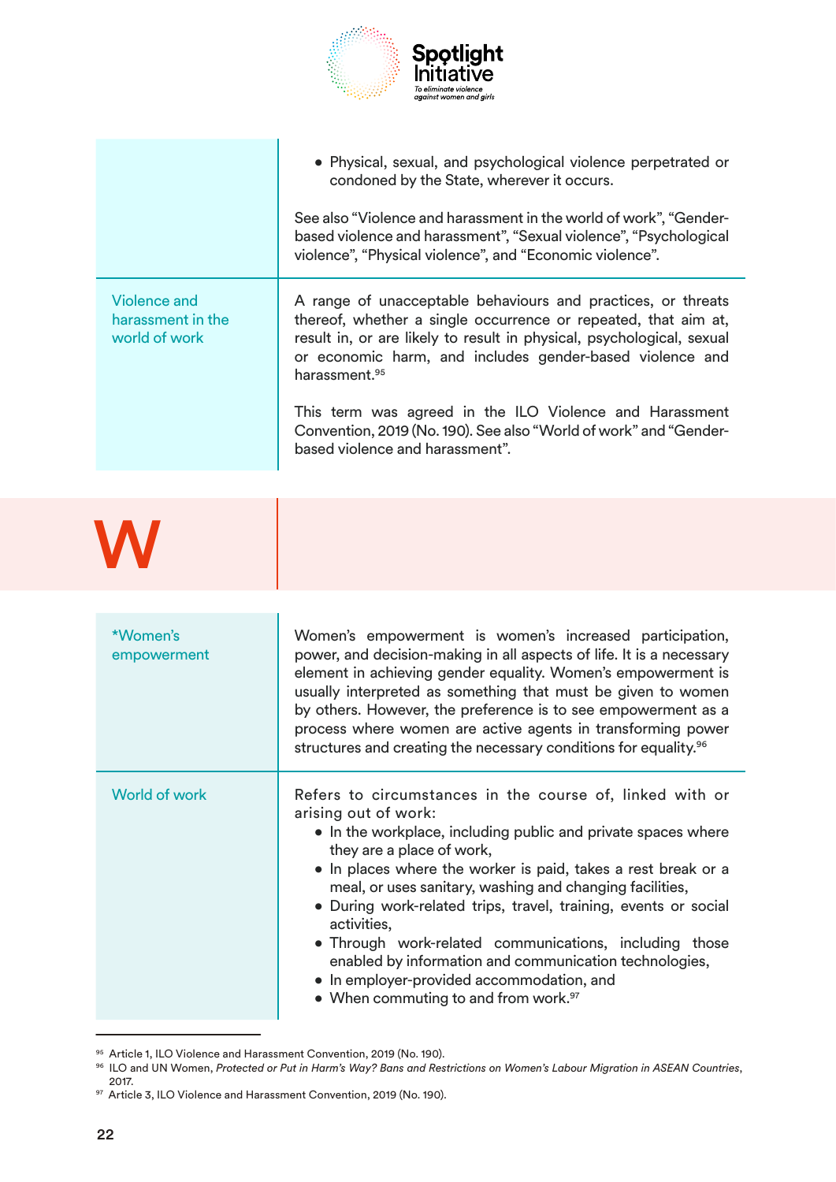| | |
|---|---|
| | • Physical, sexual, and psychological violence perpetrated or condoned by the State, wherever it occurs.<br><br>See also "Violence and harassment in the world of work", "Gender-based violence and harassment", "Sexual violence", "Psychological violence", "Physical violence", and "Economic violence". |
| Violence and harassment in the world of work | A range of unacceptable behaviours and practices, or threats thereof, whether a single occurrence or repeated, that aim at, result in, or are likely to result in physical, psychological, sexual or economic harm, and includes gender-based violence and harassment.[95]<br><br>This term was agreed in the ILO Violence and Harassment Convention, 2019 (No. 190). See also "World of work" and "Gender-based violence and harassment". |

# W

| | |
|---|---|
| *Women's empowerment | Women's empowerment is women's increased participation, power, and decision-making in all aspects of life. It is a necessary element in achieving gender equality. Women's empowerment is usually interpreted as something that must be given to women by others. However, the preference is to see empowerment as a process where women are active agents in transforming power structures and creating the necessary conditions for equality.[96] |
| World of work | Refers to circumstances in the course of, linked with or arising out of work:<br>• In the workplace, including public and private spaces where they are a place of work,<br>• In places where the worker is paid, takes a rest break or a meal, or uses sanitary, washing and changing facilities,<br>• During work-related trips, travel, training, events or social activities,<br>• Through work-related communications, including those enabled by information and communication technologies,<br>• In employer-provided accommodation, and<br>• When commuting to and from work.[97] |

---

[95] Article 1, ILO Violence and Harassment Convention, 2019 (No. 190).

[96] ILO and UN Women, *Protected or Put in Harm's Way? Bans and Restrictions on Women's Labour Migration in ASEAN Countries*, 2017.

[97] Article 3, ILO Violence and Harassment Convention, 2019 (No. 190).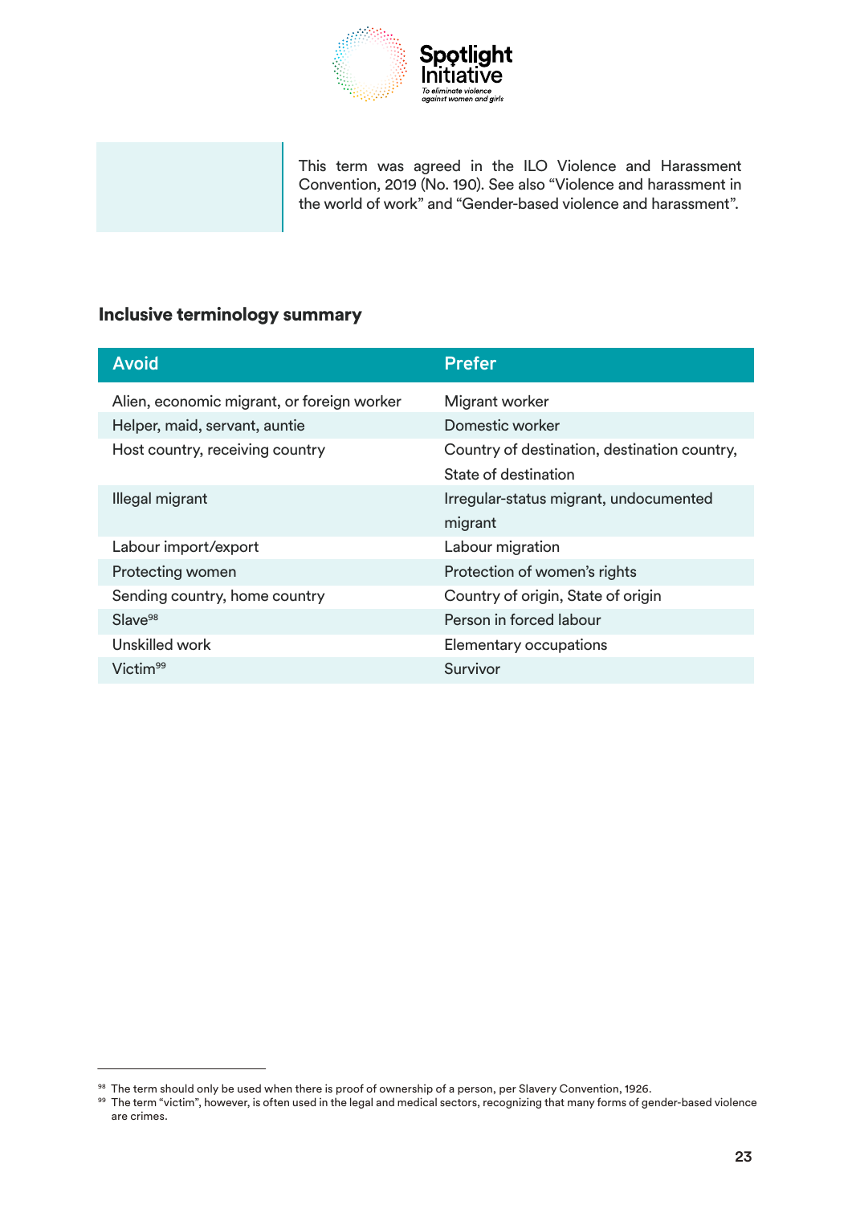This term was agreed in the ILO Violence and Harassment Convention, 2019 (No. 190). See also "Violence and harassment in the world of work" and "Gender-based violence and harassment".

### Inclusive terminology summary

| Avoid | Prefer |
|---|---|
| Alien, economic migrant, or foreign worker | Migrant worker |
| Helper, maid, servant, auntie | Domestic worker |
| Host country, receiving country | Country of destination, destination country, State of destination |
| Illegal migrant | Irregular-status migrant, undocumented migrant |
| Labour import/export | Labour migration |
| Protecting women | Protection of women's rights |
| Sending country, home country | Country of origin, State of origin |
| Slave[98] | Person in forced labour |
| Unskilled work | Elementary occupations |
| Victim[99] | Survivor |

[98] The term should only be used when there is proof of ownership of a person, per Slavery Convention, 1926.

[99] The term "victim", however, is often used in the legal and medical sectors, recognizing that many forms of gender-based violence are crimes.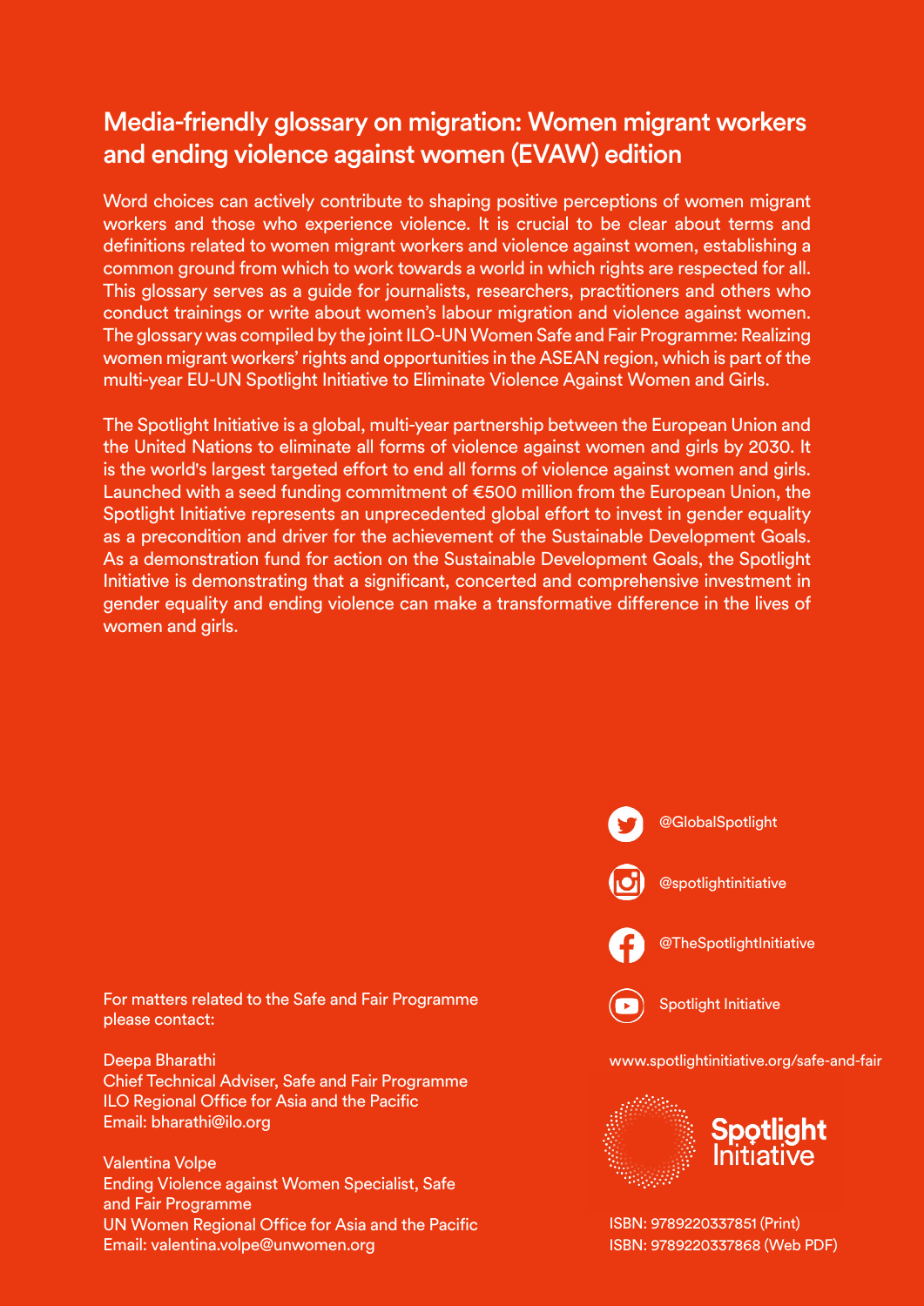## Media-friendly glossary on migration: Women migrant workers and ending violence against women (EVAW) edition

Word choices can actively contribute to shaping positive perceptions of women migrant workers and those who experience violence. It is crucial to be clear about terms and definitions related to women migrant workers and violence against women, establishing a common ground from which to work towards a world in which rights are respected for all. This glossary serves as a guide for journalists, researchers, practitioners and others who conduct trainings or write about women's labour migration and violence against women. The glossary was compiled by the joint ILO-UN Women Safe and Fair Programme: Realizing women migrant workers' rights and opportunities in the ASEAN region, which is part of the multi-year EU-UN Spotlight Initiative to Eliminate Violence Against Women and Girls.

The Spotlight Initiative is a global, multi-year partnership between the European Union and the United Nations to eliminate all forms of violence against women and girls by 2030. It is the world's largest targeted effort to end all forms of violence against women and girls. Launched with a seed funding commitment of €500 million from the European Union, the Spotlight Initiative represents an unprecedented global effort to invest in gender equality as a precondition and driver for the achievement of the Sustainable Development Goals. As a demonstration fund for action on the Sustainable Development Goals, the Spotlight Initiative is demonstrating that a significant, concerted and comprehensive investment in gender equality and ending violence can make a transformative difference in the lives of women and girls.

For matters related to the Safe and Fair Programme please contact:

Deepa Bharathi
Chief Technical Adviser, Safe and Fair Programme
ILO Regional Office for Asia and the Pacific
Email: bharathi@ilo.org

Valentina Volpe
Ending Violence against Women Specialist, Safe and Fair Programme
UN Women Regional Office for Asia and the Pacific
Email: valentina.volpe@unwomen.org

@GlobalSpotlight

@spotlightinitiative

@TheSpotlightInitiative

Spotlight Initiative

www.spotlightinitiative.org/safe-and-fair

Spotlight Initiative

ISBN: 9789220337851 (Print)
ISBN: 9789220337868 (Web PDF)